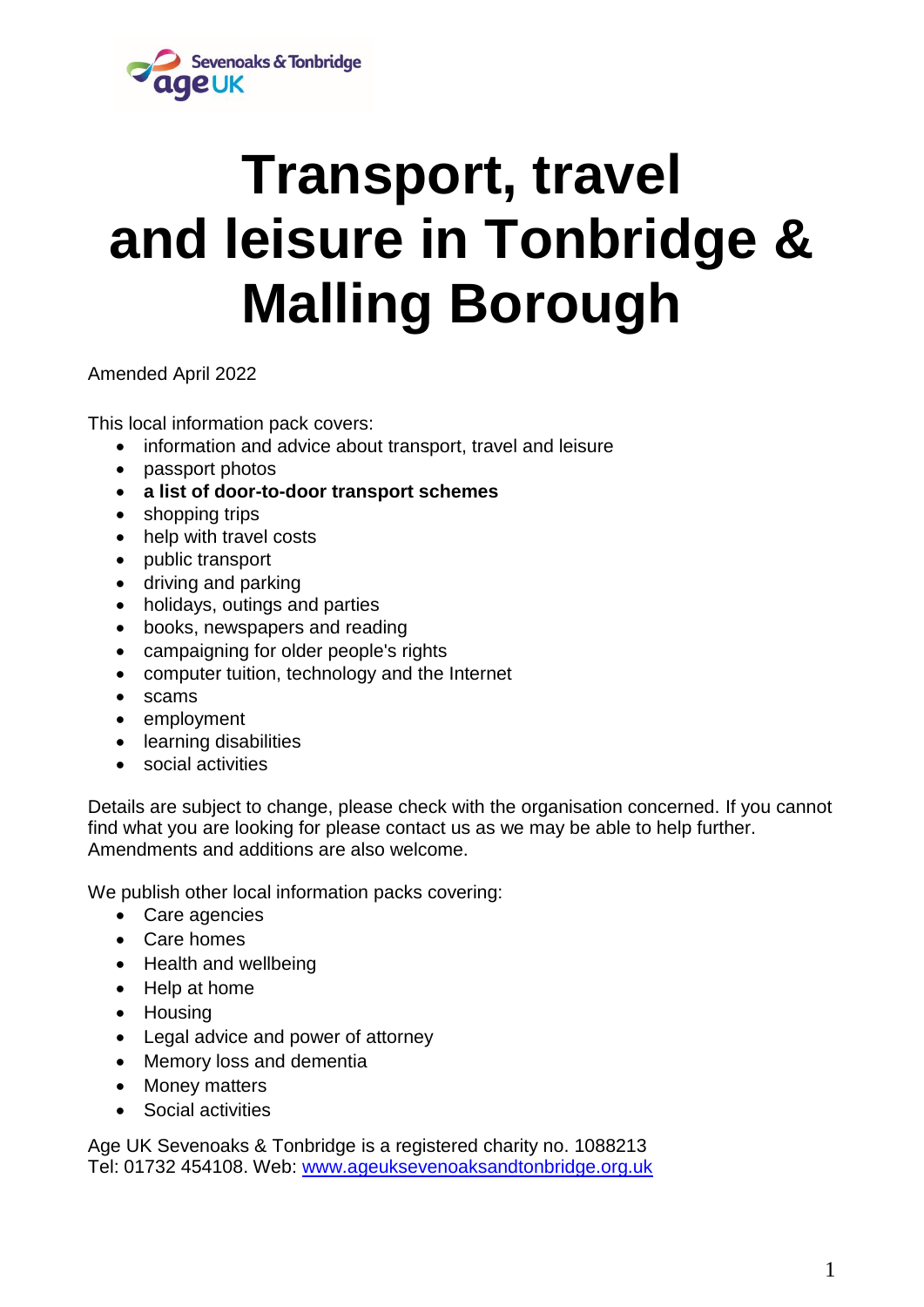# Transport, travel and leisure in Tonbridge & Malling Borough

Amended April 2022

This local information pack covers:

- information and advice about transport, travel and leisure
- passport photos
- **a list of door-to-door transport schemes**
- shopping trips
- help with travel costs
- public transport
- driving and parking
- holidays, outings and parties
- books, newspapers and reading
- campaigning for older people's rights
- computer tuition, technology and the Internet
- scams
- employment
- learning disabilities
- social activities

Details are subject to change, please check with the organisation concerned. If you cannot find what you are looking for please contact us as we may be able to help further. Amendments and additions are also welcome.

We publish other local information packs covering:

- Care agencies
- Care homes
- Health and wellbeing
- Help at home
- Housing
- Legal advice and power of attorney
- Memory loss and dementia
- Money matters
- Social activities

Age UK Sevenoaks & Tonbridge is a registered charity no. 1088213
Tel: 01732 454108. Web: www.ageuksevenoaksandtonbridge.org.uk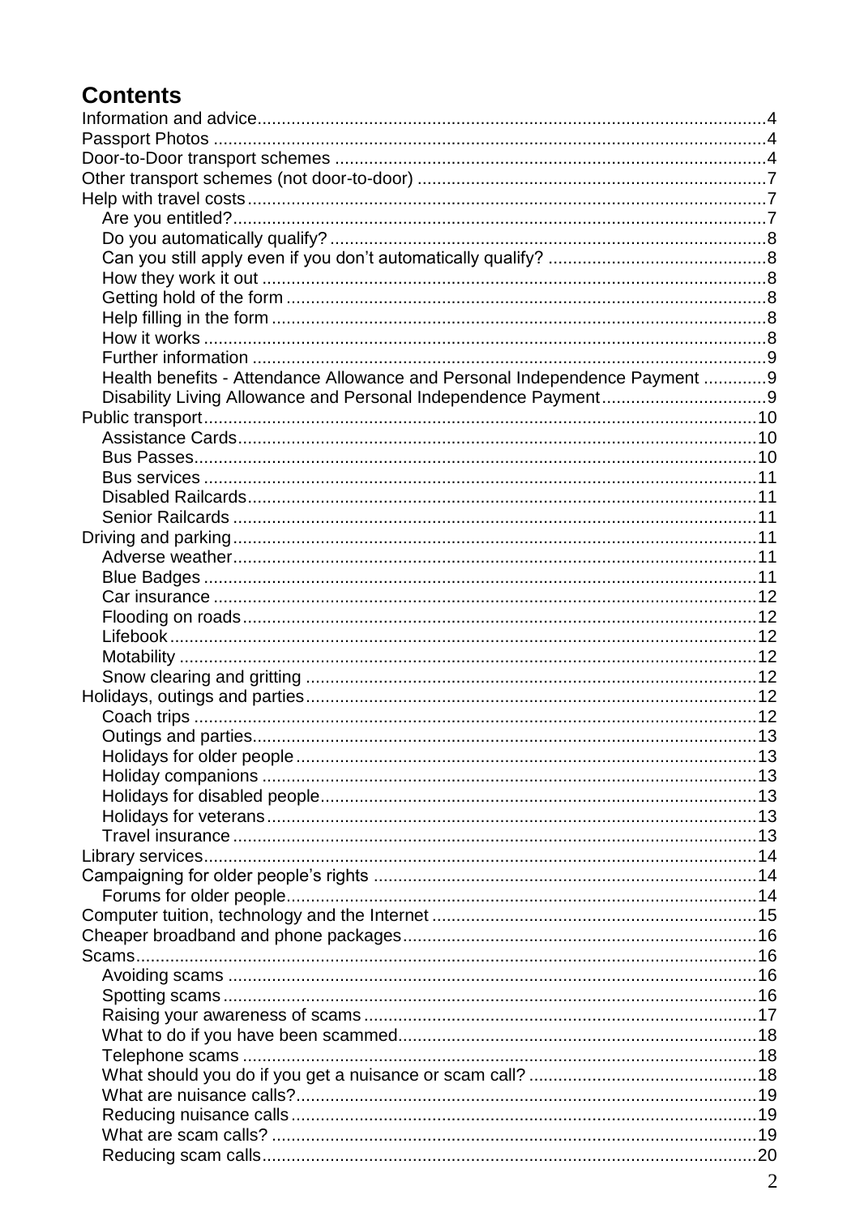# Contents

- Information and advice ... 4
- Passport Photos ... 4
- Door-to-Door transport schemes ... 4
- Other transport schemes (not door-to-door) ... 7
- Help with travel costs ... 7
  - Are you entitled? ... 7
  - Do you automatically qualify? ... 8
  - Can you still apply even if you don't automatically qualify? ... 8
  - How they work it out ... 8
  - Getting hold of the form ... 8
  - Help filling in the form ... 8
  - How it works ... 8
  - Further information ... 9
  - Health benefits - Attendance Allowance and Personal Independence Payment ... 9
  - Disability Living Allowance and Personal Independence Payment ... 9
- Public transport ... 10
  - Assistance Cards ... 10
  - Bus Passes ... 10
  - Bus services ... 11
  - Disabled Railcards ... 11
  - Senior Railcards ... 11
- Driving and parking ... 11
  - Adverse weather ... 11
  - Blue Badges ... 11
  - Car insurance ... 12
  - Flooding on roads ... 12
  - Lifebook ... 12
  - Motability ... 12
  - Snow clearing and gritting ... 12
- Holidays, outings and parties ... 12
  - Coach trips ... 12
  - Outings and parties ... 13
  - Holidays for older people ... 13
  - Holiday companions ... 13
  - Holidays for disabled people ... 13
  - Holidays for veterans ... 13
  - Travel insurance ... 13
- Library services ... 14
- Campaigning for older people's rights ... 14
  - Forums for older people ... 14
- Computer tuition, technology and the Internet ... 15
- Cheaper broadband and phone packages ... 16
- Scams ... 16
  - Avoiding scams ... 16
  - Spotting scams ... 16
  - Raising your awareness of scams ... 17
  - What to do if you have been scammed ... 18
  - Telephone scams ... 18
  - What should you do if you get a nuisance or scam call? ... 18
  - What are nuisance calls? ... 19
  - Reducing nuisance calls ... 19
  - What are scam calls? ... 19
  - Reducing scam calls ... 20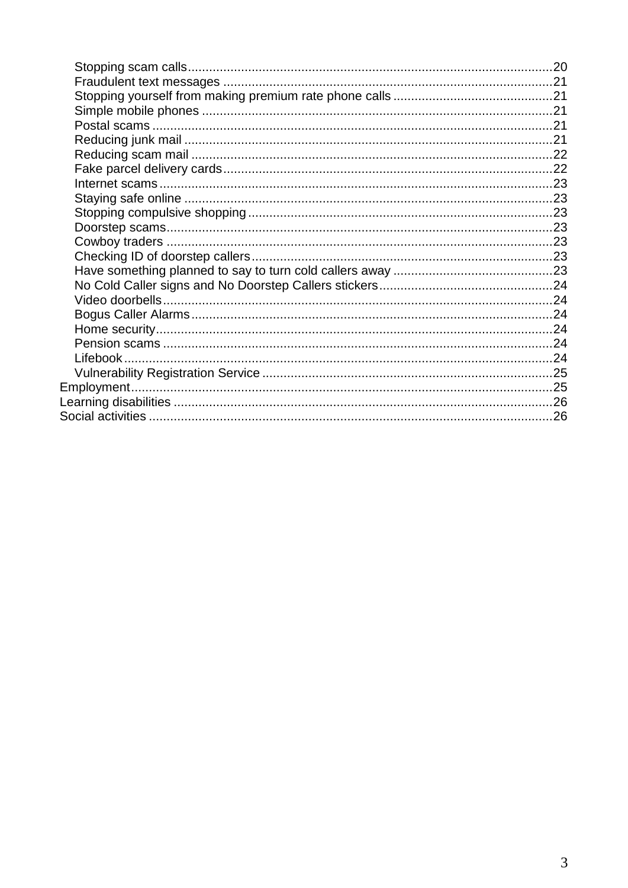- Stopping scam calls ..... 20
- Fraudulent text messages ..... 21
- Stopping yourself from making premium rate phone calls ..... 21
- Simple mobile phones ..... 21
- Postal scams ..... 21
- Reducing junk mail ..... 21
- Reducing scam mail ..... 22
- Fake parcel delivery cards ..... 22
- Internet scams ..... 23
- Staying safe online ..... 23
- Stopping compulsive shopping ..... 23
- Doorstep scams ..... 23
- Cowboy traders ..... 23
- Checking ID of doorstep callers ..... 23
- Have something planned to say to turn cold callers away ..... 23
- No Cold Caller signs and No Doorstep Callers stickers ..... 24
- Video doorbells ..... 24
- Bogus Caller Alarms ..... 24
- Home security ..... 24
- Pension scams ..... 24
- Lifebook ..... 24
- Vulnerability Registration Service ..... 25

Employment ..... 25

Learning disabilities ..... 26

Social activities ..... 26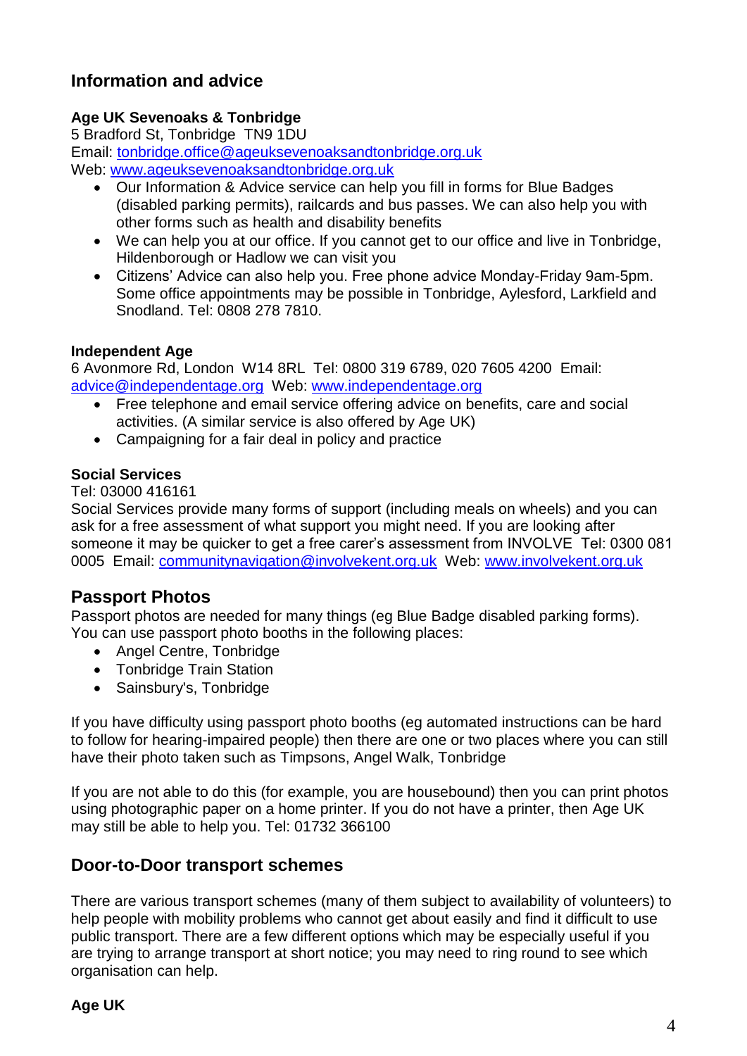## Information and advice

**Age UK Sevenoaks & Tonbridge**
5 Bradford St, Tonbridge TN9 1DU
Email: tonbridge.office@ageuksevenoaksandtonbridge.org.uk
Web: www.ageuksevenoaksandtonbridge.org.uk

- Our Information & Advice service can help you fill in forms for Blue Badges (disabled parking permits), railcards and bus passes. We can also help you with other forms such as health and disability benefits
- We can help you at our office. If you cannot get to our office and live in Tonbridge, Hildenborough or Hadlow we can visit you
- Citizens' Advice can also help you. Free phone advice Monday-Friday 9am-5pm. Some office appointments may be possible in Tonbridge, Aylesford, Larkfield and Snodland. Tel: 0808 278 7810.

**Independent Age**
6 Avonmore Rd, London W14 8RL Tel: 0800 319 6789, 020 7605 4200 Email: advice@independentage.org Web: www.independentage.org

- Free telephone and email service offering advice on benefits, care and social activities. (A similar service is also offered by Age UK)
- Campaigning for a fair deal in policy and practice

**Social Services**
Tel: 03000 416161
Social Services provide many forms of support (including meals on wheels) and you can ask for a free assessment of what support you might need. If you are looking after someone it may be quicker to get a free carer's assessment from INVOLVE Tel: 0300 081 0005 Email: communitynavigation@involvekent.org.uk Web: www.involvekent.org.uk

## Passport Photos

Passport photos are needed for many things (eg Blue Badge disabled parking forms). You can use passport photo booths in the following places:

- Angel Centre, Tonbridge
- Tonbridge Train Station
- Sainsbury's, Tonbridge

If you have difficulty using passport photo booths (eg automated instructions can be hard to follow for hearing-impaired people) then there are one or two places where you can still have their photo taken such as Timpsons, Angel Walk, Tonbridge

If you are not able to do this (for example, you are housebound) then you can print photos using photographic paper on a home printer. If you do not have a printer, then Age UK may still be able to help you. Tel: 01732 366100

## Door-to-Door transport schemes

There are various transport schemes (many of them subject to availability of volunteers) to help people with mobility problems who cannot get about easily and find it difficult to use public transport. There are a few different options which may be especially useful if you are trying to arrange transport at short notice; you may need to ring round to see which organisation can help.

**Age UK**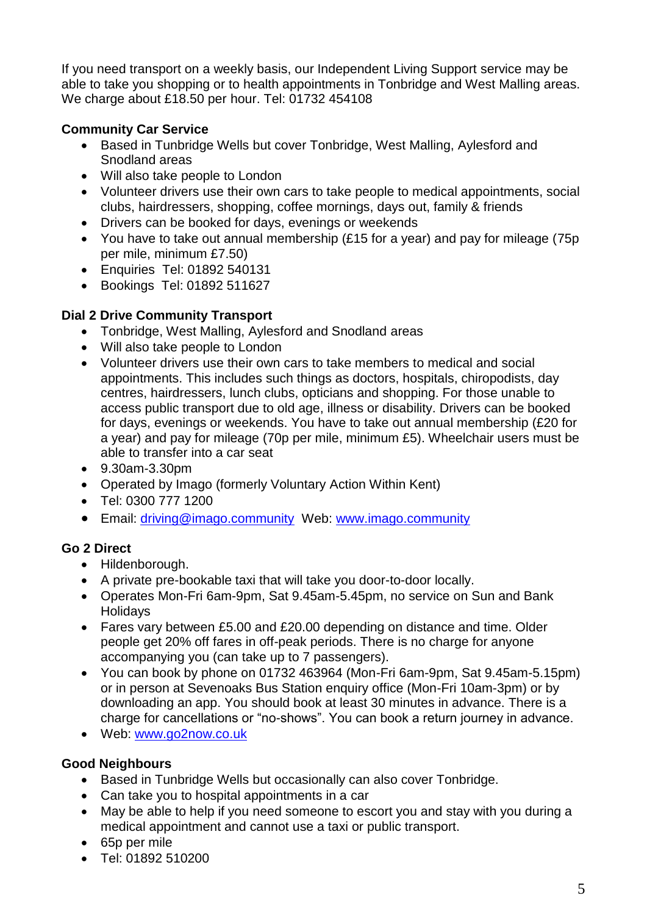If you need transport on a weekly basis, our Independent Living Support service may be able to take you shopping or to health appointments in Tonbridge and West Malling areas. We charge about £18.50 per hour. Tel: 01732 454108

**Community Car Service**

- Based in Tunbridge Wells but cover Tonbridge, West Malling, Aylesford and Snodland areas
- Will also take people to London
- Volunteer drivers use their own cars to take people to medical appointments, social clubs, hairdressers, shopping, coffee mornings, days out, family & friends
- Drivers can be booked for days, evenings or weekends
- You have to take out annual membership (£15 for a year) and pay for mileage (75p per mile, minimum £7.50)
- Enquiries  Tel: 01892 540131
- Bookings  Tel: 01892 511627

**Dial 2 Drive Community Transport**

- Tonbridge, West Malling, Aylesford and Snodland areas
- Will also take people to London
- Volunteer drivers use their own cars to take members to medical and social appointments. This includes such things as doctors, hospitals, chiropodists, day centres, hairdressers, lunch clubs, opticians and shopping. For those unable to access public transport due to old age, illness or disability. Drivers can be booked for days, evenings or weekends. You have to take out annual membership (£20 for a year) and pay for mileage (70p per mile, minimum £5). Wheelchair users must be able to transfer into a car seat
- 9.30am-3.30pm
- Operated by Imago (formerly Voluntary Action Within Kent)
- Tel: 0300 777 1200
- Email: driving@imago.community  Web: www.imago.community

**Go 2 Direct**

- Hildenborough.
- A private pre-bookable taxi that will take you door-to-door locally.
- Operates Mon-Fri 6am-9pm, Sat 9.45am-5.45pm, no service on Sun and Bank Holidays
- Fares vary between £5.00 and £20.00 depending on distance and time. Older people get 20% off fares in off-peak periods. There is no charge for anyone accompanying you (can take up to 7 passengers).
- You can book by phone on 01732 463964 (Mon-Fri 6am-9pm, Sat 9.45am-5.15pm) or in person at Sevenoaks Bus Station enquiry office (Mon-Fri 10am-3pm) or by downloading an app. You should book at least 30 minutes in advance. There is a charge for cancellations or "no-shows". You can book a return journey in advance.
- Web: www.go2now.co.uk

**Good Neighbours**

- Based in Tunbridge Wells but occasionally can also cover Tonbridge.
- Can take you to hospital appointments in a car
- May be able to help if you need someone to escort you and stay with you during a medical appointment and cannot use a taxi or public transport.
- 65p per mile
- Tel: 01892 510200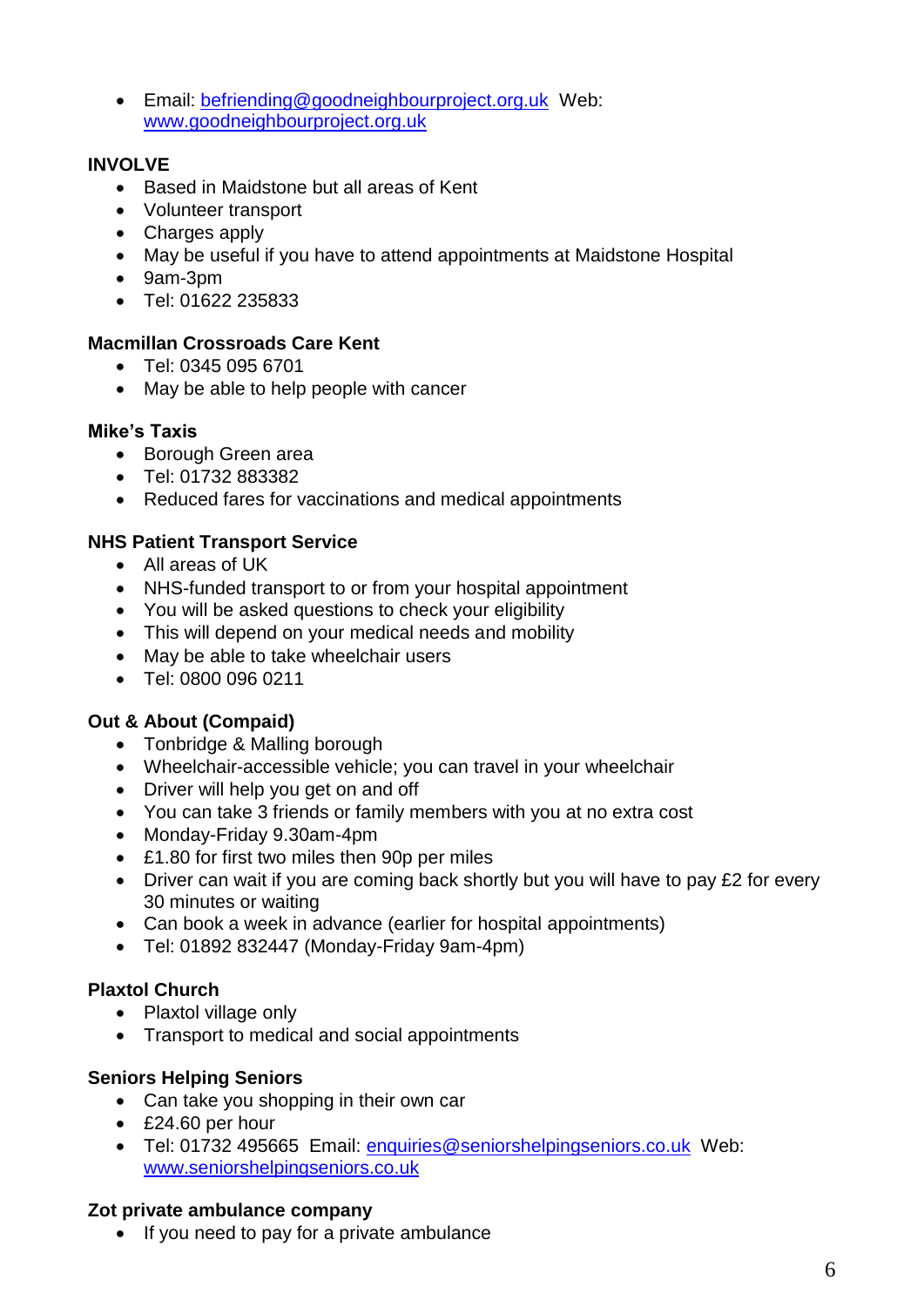- Email: befriending@goodneighbourproject.org.uk Web: www.goodneighbourproject.org.uk

**INVOLVE**

- Based in Maidstone but all areas of Kent
- Volunteer transport
- Charges apply
- May be useful if you have to attend appointments at Maidstone Hospital
- 9am-3pm
- Tel: 01622 235833

**Macmillan Crossroads Care Kent**

- Tel: 0345 095 6701
- May be able to help people with cancer

**Mike's Taxis**

- Borough Green area
- Tel: 01732 883382
- Reduced fares for vaccinations and medical appointments

**NHS Patient Transport Service**

- All areas of UK
- NHS-funded transport to or from your hospital appointment
- You will be asked questions to check your eligibility
- This will depend on your medical needs and mobility
- May be able to take wheelchair users
- Tel: 0800 096 0211

**Out & About (Compaid)**

- Tonbridge & Malling borough
- Wheelchair-accessible vehicle; you can travel in your wheelchair
- Driver will help you get on and off
- You can take 3 friends or family members with you at no extra cost
- Monday-Friday 9.30am-4pm
- £1.80 for first two miles then 90p per miles
- Driver can wait if you are coming back shortly but you will have to pay £2 for every 30 minutes or waiting
- Can book a week in advance (earlier for hospital appointments)
- Tel: 01892 832447 (Monday-Friday 9am-4pm)

**Plaxtol Church**

- Plaxtol village only
- Transport to medical and social appointments

**Seniors Helping Seniors**

- Can take you shopping in their own car
- £24.60 per hour
- Tel: 01732 495665 Email: enquiries@seniorshelpingseniors.co.uk Web: www.seniorshelpingseniors.co.uk

**Zot private ambulance company**

- If you need to pay for a private ambulance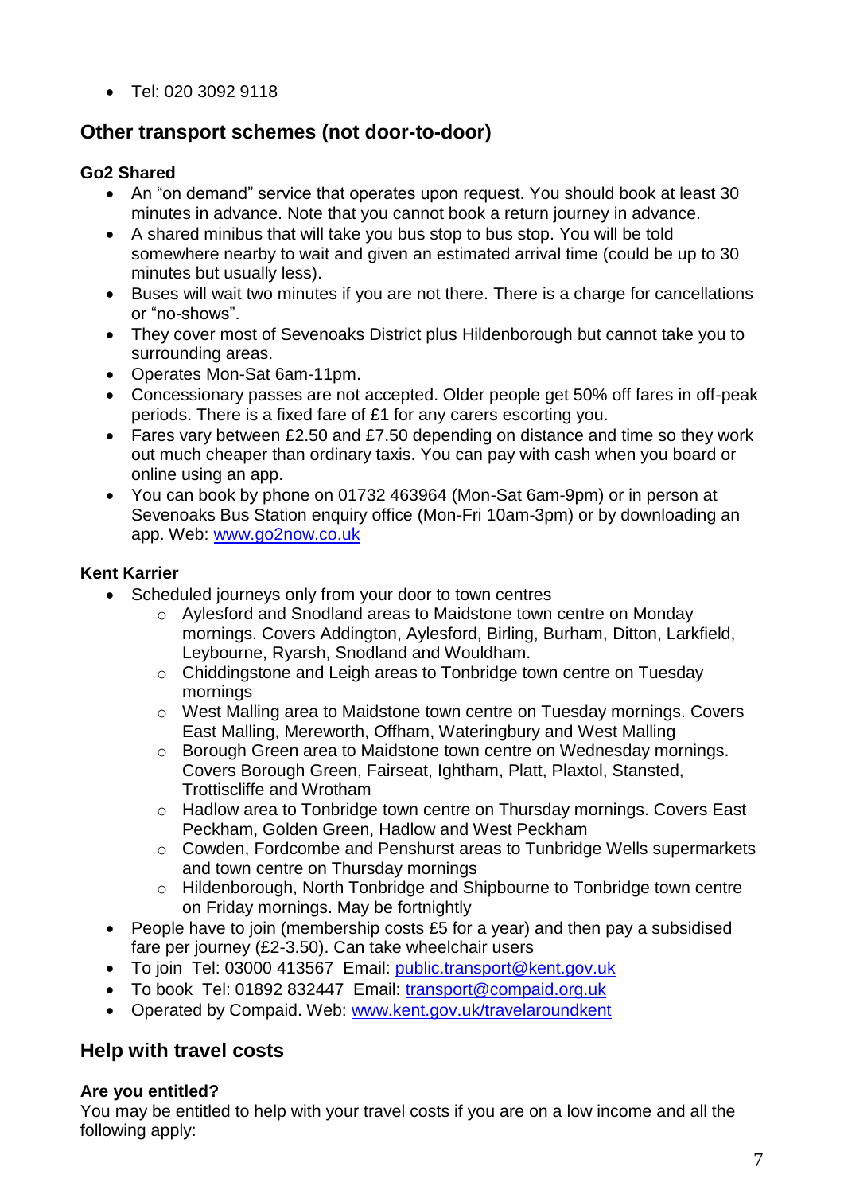- Tel: 020 3092 9118

## Other transport schemes (not door-to-door)

**Go2 Shared**

- An "on demand" service that operates upon request. You should book at least 30 minutes in advance. Note that you cannot book a return journey in advance.
- A shared minibus that will take you bus stop to bus stop. You will be told somewhere nearby to wait and given an estimated arrival time (could be up to 30 minutes but usually less).
- Buses will wait two minutes if you are not there. There is a charge for cancellations or "no-shows".
- They cover most of Sevenoaks District plus Hildenborough but cannot take you to surrounding areas.
- Operates Mon-Sat 6am-11pm.
- Concessionary passes are not accepted. Older people get 50% off fares in off-peak periods. There is a fixed fare of £1 for any carers escorting you.
- Fares vary between £2.50 and £7.50 depending on distance and time so they work out much cheaper than ordinary taxis. You can pay with cash when you board or online using an app.
- You can book by phone on 01732 463964 (Mon-Sat 6am-9pm) or in person at Sevenoaks Bus Station enquiry office (Mon-Fri 10am-3pm) or by downloading an app. Web: [www.go2now.co.uk](www.go2now.co.uk)

**Kent Karrier**

- Scheduled journeys only from your door to town centres
  - Aylesford and Snodland areas to Maidstone town centre on Monday mornings. Covers Addington, Aylesford, Birling, Burham, Ditton, Larkfield, Leybourne, Ryarsh, Snodland and Wouldham.
  - Chiddingstone and Leigh areas to Tonbridge town centre on Tuesday mornings
  - West Malling area to Maidstone town centre on Tuesday mornings. Covers East Malling, Mereworth, Offham, Wateringbury and West Malling
  - Borough Green area to Maidstone town centre on Wednesday mornings. Covers Borough Green, Fairseat, Ightham, Platt, Plaxtol, Stansted, Trottiscliffe and Wrotham
  - Hadlow area to Tonbridge town centre on Thursday mornings. Covers East Peckham, Golden Green, Hadlow and West Peckham
  - Cowden, Fordcombe and Penshurst areas to Tunbridge Wells supermarkets and town centre on Thursday mornings
  - Hildenborough, North Tonbridge and Shipbourne to Tonbridge town centre on Friday mornings. May be fortnightly
- People have to join (membership costs £5 for a year) and then pay a subsidised fare per journey (£2-3.50). Can take wheelchair users
- To join Tel: 03000 413567 Email: [public.transport@kent.gov.uk](mailto:public.transport@kent.gov.uk)
- To book Tel: 01892 832447 Email: [transport@compaid.org.uk](mailto:transport@compaid.org.uk)
- Operated by Compaid. Web: [www.kent.gov.uk/travelaroundkent](www.kent.gov.uk/travelaroundkent)

## Help with travel costs

**Are you entitled?**

You may be entitled to help with your travel costs if you are on a low income and all the following apply: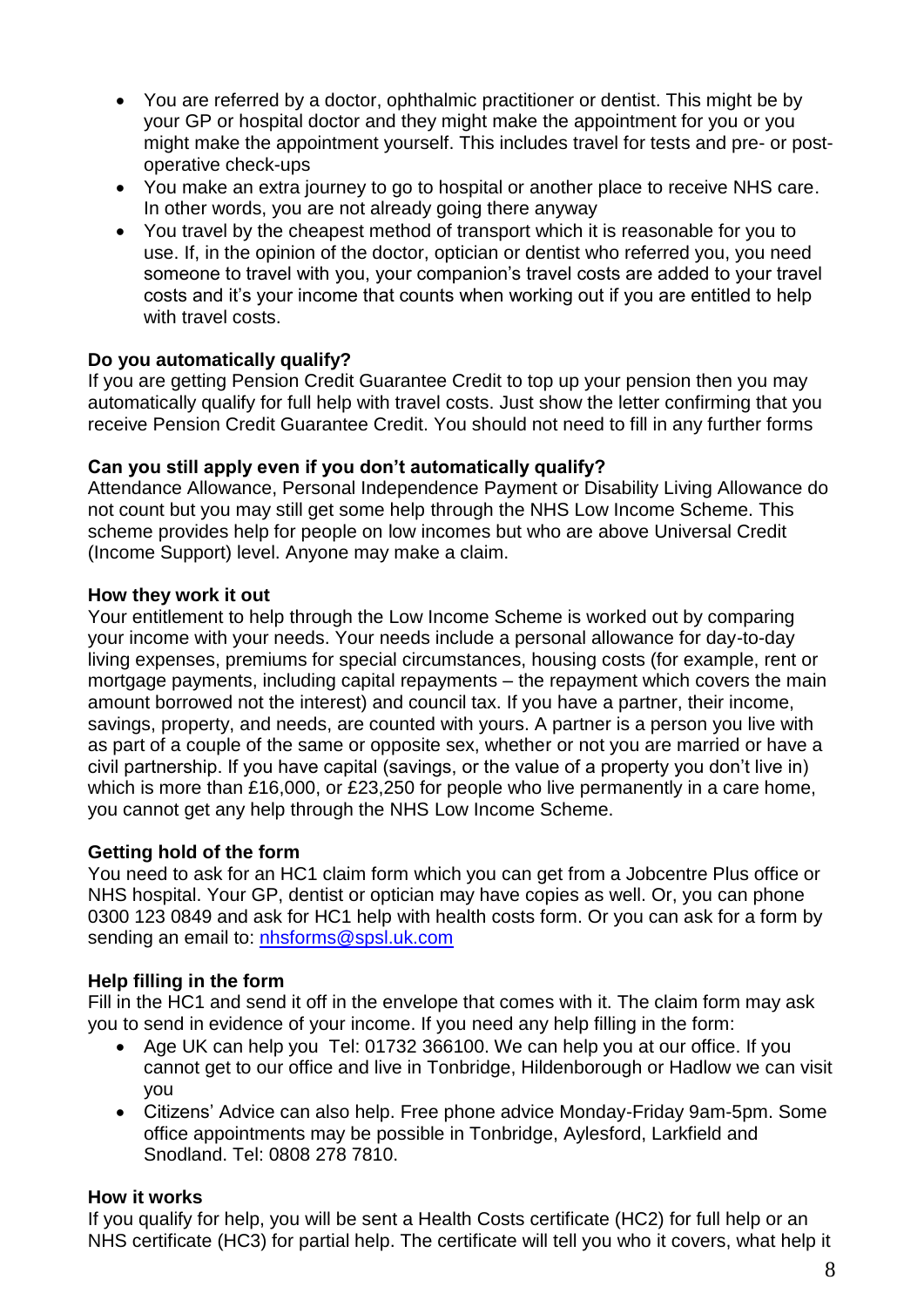- You are referred by a doctor, ophthalmic practitioner or dentist. This might be by your GP or hospital doctor and they might make the appointment for you or you might make the appointment yourself. This includes travel for tests and pre- or post-operative check-ups
- You make an extra journey to go to hospital or another place to receive NHS care. In other words, you are not already going there anyway
- You travel by the cheapest method of transport which it is reasonable for you to use. If, in the opinion of the doctor, optician or dentist who referred you, you need someone to travel with you, your companion's travel costs are added to your travel costs and it's your income that counts when working out if you are entitled to help with travel costs.

**Do you automatically qualify?**
If you are getting Pension Credit Guarantee Credit to top up your pension then you may automatically qualify for full help with travel costs. Just show the letter confirming that you receive Pension Credit Guarantee Credit. You should not need to fill in any further forms

**Can you still apply even if you don't automatically qualify?**
Attendance Allowance, Personal Independence Payment or Disability Living Allowance do not count but you may still get some help through the NHS Low Income Scheme. This scheme provides help for people on low incomes but who are above Universal Credit (Income Support) level. Anyone may make a claim.

**How they work it out**
Your entitlement to help through the Low Income Scheme is worked out by comparing your income with your needs. Your needs include a personal allowance for day-to-day living expenses, premiums for special circumstances, housing costs (for example, rent or mortgage payments, including capital repayments – the repayment which covers the main amount borrowed not the interest) and council tax. If you have a partner, their income, savings, property, and needs, are counted with yours. A partner is a person you live with as part of a couple of the same or opposite sex, whether or not you are married or have a civil partnership. If you have capital (savings, or the value of a property you don't live in) which is more than £16,000, or £23,250 for people who live permanently in a care home, you cannot get any help through the NHS Low Income Scheme.

**Getting hold of the form**
You need to ask for an HC1 claim form which you can get from a Jobcentre Plus office or NHS hospital. Your GP, dentist or optician may have copies as well. Or, you can phone 0300 123 0849 and ask for HC1 help with health costs form. Or you can ask for a form by sending an email to: [nhsforms@spsl.uk.com](mailto:nhsforms@spsl.uk.com)

**Help filling in the form**
Fill in the HC1 and send it off in the envelope that comes with it. The claim form may ask you to send in evidence of your income. If you need any help filling in the form:

- Age UK can help you Tel: 01732 366100. We can help you at our office. If you cannot get to our office and live in Tonbridge, Hildenborough or Hadlow we can visit you
- Citizens' Advice can also help. Free phone advice Monday-Friday 9am-5pm. Some office appointments may be possible in Tonbridge, Aylesford, Larkfield and Snodland. Tel: 0808 278 7810.

**How it works**
If you qualify for help, you will be sent a Health Costs certificate (HC2) for full help or an NHS certificate (HC3) for partial help. The certificate will tell you who it covers, what help it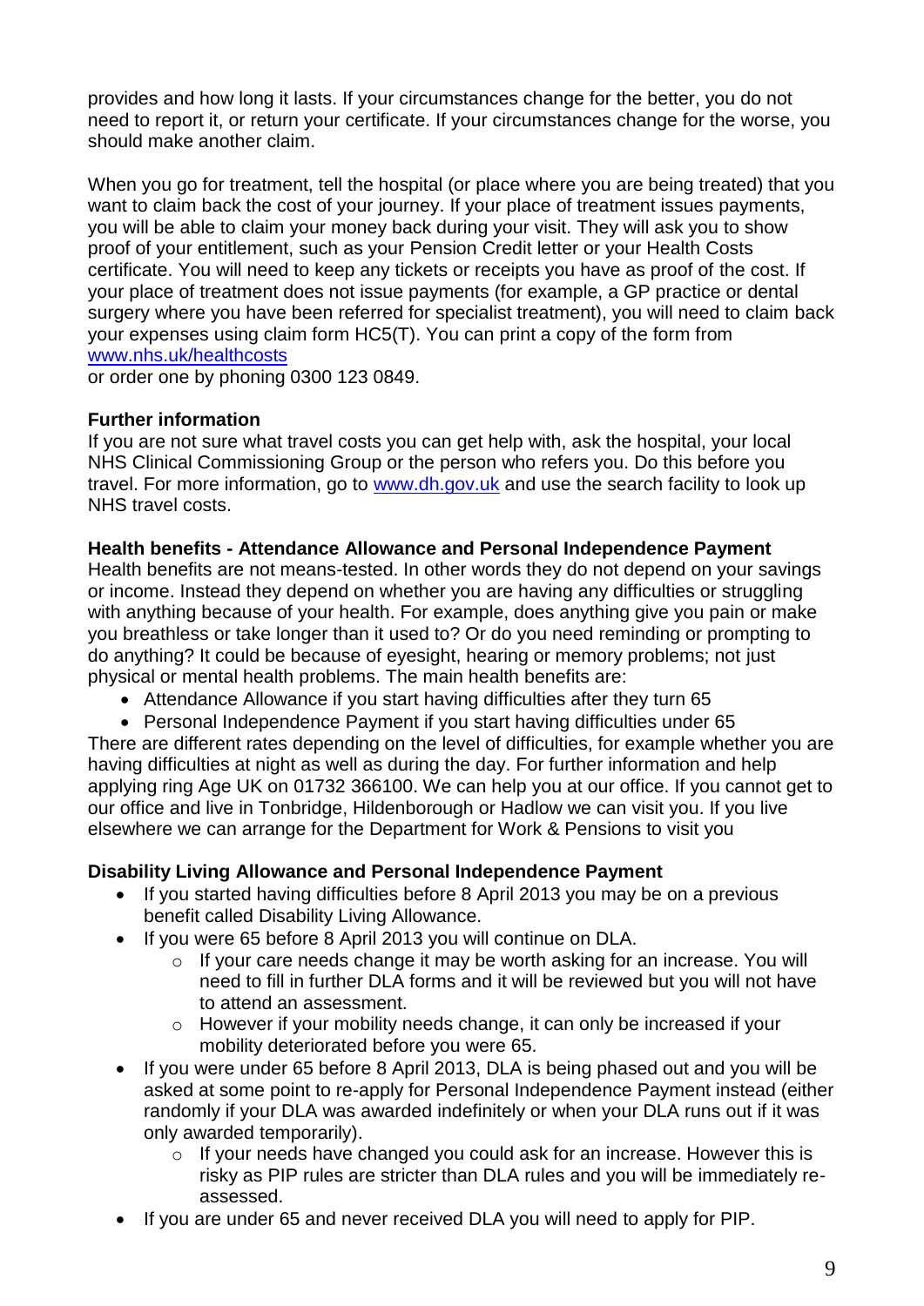provides and how long it lasts. If your circumstances change for the better, you do not need to report it, or return your certificate. If your circumstances change for the worse, you should make another claim.

When you go for treatment, tell the hospital (or place where you are being treated) that you want to claim back the cost of your journey. If your place of treatment issues payments, you will be able to claim your money back during your visit. They will ask you to show proof of your entitlement, such as your Pension Credit letter or your Health Costs certificate. You will need to keep any tickets or receipts you have as proof of the cost. If your place of treatment does not issue payments (for example, a GP practice or dental surgery where you have been referred for specialist treatment), you will need to claim back your expenses using claim form HC5(T). You can print a copy of the form from [www.nhs.uk/healthcosts](www.nhs.uk/healthcosts)
or order one by phoning 0300 123 0849.

**Further information**
If you are not sure what travel costs you can get help with, ask the hospital, your local NHS Clinical Commissioning Group or the person who refers you. Do this before you travel. For more information, go to [www.dh.gov.uk](www.dh.gov.uk) and use the search facility to look up NHS travel costs.

**Health benefits - Attendance Allowance and Personal Independence Payment**
Health benefits are not means-tested. In other words they do not depend on your savings or income. Instead they depend on whether you are having any difficulties or struggling with anything because of your health. For example, does anything give you pain or make you breathless or take longer than it used to? Or do you need reminding or prompting to do anything? It could be because of eyesight, hearing or memory problems; not just physical or mental health problems. The main health benefits are:

- Attendance Allowance if you start having difficulties after they turn 65
- Personal Independence Payment if you start having difficulties under 65

There are different rates depending on the level of difficulties, for example whether you are having difficulties at night as well as during the day. For further information and help applying ring Age UK on 01732 366100. We can help you at our office. If you cannot get to our office and live in Tonbridge, Hildenborough or Hadlow we can visit you. If you live elsewhere we can arrange for the Department for Work & Pensions to visit you

**Disability Living Allowance and Personal Independence Payment**

- If you started having difficulties before 8 April 2013 you may be on a previous benefit called Disability Living Allowance.
- If you were 65 before 8 April 2013 you will continue on DLA.
    - If your care needs change it may be worth asking for an increase. You will need to fill in further DLA forms and it will be reviewed but you will not have to attend an assessment.
    - However if your mobility needs change, it can only be increased if your mobility deteriorated before you were 65.
- If you were under 65 before 8 April 2013, DLA is being phased out and you will be asked at some point to re-apply for Personal Independence Payment instead (either randomly if your DLA was awarded indefinitely or when your DLA runs out if it was only awarded temporarily).
    - If your needs have changed you could ask for an increase. However this is risky as PIP rules are stricter than DLA rules and you will be immediately re-assessed.
- If you are under 65 and never received DLA you will need to apply for PIP.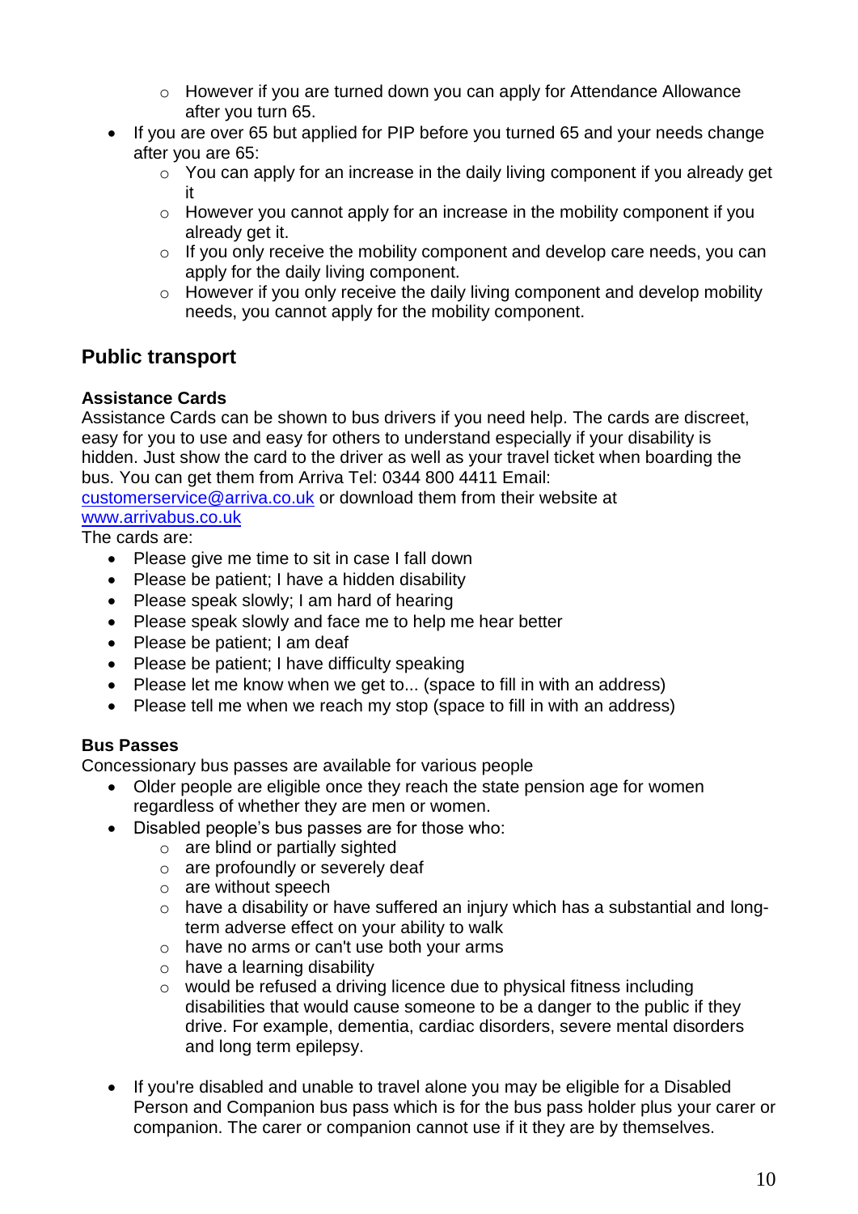- However if you are turned down you can apply for Attendance Allowance after you turn 65.
- If you are over 65 but applied for PIP before you turned 65 and your needs change after you are 65:
    - You can apply for an increase in the daily living component if you already get it
    - However you cannot apply for an increase in the mobility component if you already get it.
    - If you only receive the mobility component and develop care needs, you can apply for the daily living component.
    - However if you only receive the daily living component and develop mobility needs, you cannot apply for the mobility component.

## Public transport

### Assistance Cards

Assistance Cards can be shown to bus drivers if you need help. The cards are discreet, easy for you to use and easy for others to understand especially if your disability is hidden. Just show the card to the driver as well as your travel ticket when boarding the bus. You can get them from Arriva Tel: 0344 800 4411 Email: customerservice@arriva.co.uk or download them from their website at www.arrivabus.co.uk

The cards are:

- Please give me time to sit in case I fall down
- Please be patient; I have a hidden disability
- Please speak slowly; I am hard of hearing
- Please speak slowly and face me to help me hear better
- Please be patient; I am deaf
- Please be patient; I have difficulty speaking
- Please let me know when we get to... (space to fill in with an address)
- Please tell me when we reach my stop (space to fill in with an address)

### Bus Passes

Concessionary bus passes are available for various people

- Older people are eligible once they reach the state pension age for women regardless of whether they are men or women.
- Disabled people's bus passes are for those who:
    - are blind or partially sighted
    - are profoundly or severely deaf
    - are without speech
    - have a disability or have suffered an injury which has a substantial and long-term adverse effect on your ability to walk
    - have no arms or can't use both your arms
    - have a learning disability
    - would be refused a driving licence due to physical fitness including disabilities that would cause someone to be a danger to the public if they drive. For example, dementia, cardiac disorders, severe mental disorders and long term epilepsy.
- If you're disabled and unable to travel alone you may be eligible for a Disabled Person and Companion bus pass which is for the bus pass holder plus your carer or companion. The carer or companion cannot use if it they are by themselves.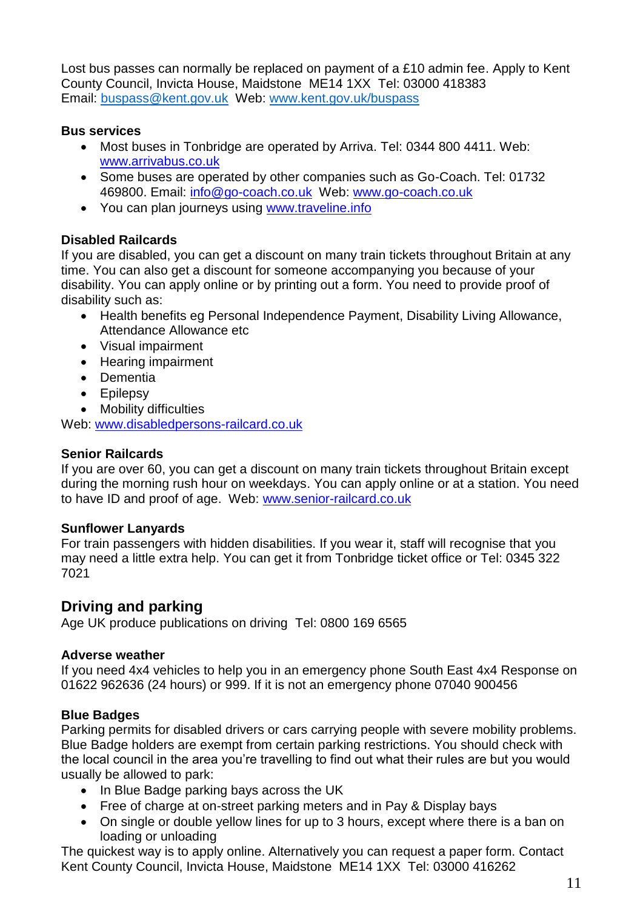Lost bus passes can normally be replaced on payment of a £10 admin fee. Apply to Kent County Council, Invicta House, Maidstone ME14 1XX Tel: 03000 418383
Email: buspass@kent.gov.uk Web: www.kent.gov.uk/buspass

**Bus services**

- Most buses in Tonbridge are operated by Arriva. Tel: 0344 800 4411. Web: www.arrivabus.co.uk
- Some buses are operated by other companies such as Go-Coach. Tel: 01732 469800. Email: info@go-coach.co.uk Web: www.go-coach.co.uk
- You can plan journeys using www.traveline.info

**Disabled Railcards**

If you are disabled, you can get a discount on many train tickets throughout Britain at any time. You can also get a discount for someone accompanying you because of your disability. You can apply online or by printing out a form. You need to provide proof of disability such as:

- Health benefits eg Personal Independence Payment, Disability Living Allowance, Attendance Allowance etc
- Visual impairment
- Hearing impairment
- Dementia
- Epilepsy
- Mobility difficulties

Web: www.disabledpersons-railcard.co.uk

**Senior Railcards**

If you are over 60, you can get a discount on many train tickets throughout Britain except during the morning rush hour on weekdays. You can apply online or at a station. You need to have ID and proof of age. Web: www.senior-railcard.co.uk

**Sunflower Lanyards**

For train passengers with hidden disabilities. If you wear it, staff will recognise that you may need a little extra help. You can get it from Tonbridge ticket office or Tel: 0345 322 7021

## Driving and parking

Age UK produce publications on driving Tel: 0800 169 6565

**Adverse weather**

If you need 4x4 vehicles to help you in an emergency phone South East 4x4 Response on 01622 962636 (24 hours) or 999. If it is not an emergency phone 07040 900456

**Blue Badges**

Parking permits for disabled drivers or cars carrying people with severe mobility problems. Blue Badge holders are exempt from certain parking restrictions. You should check with the local council in the area you're travelling to find out what their rules are but you would usually be allowed to park:

- In Blue Badge parking bays across the UK
- Free of charge at on-street parking meters and in Pay & Display bays
- On single or double yellow lines for up to 3 hours, except where there is a ban on loading or unloading

The quickest way is to apply online. Alternatively you can request a paper form. Contact Kent County Council, Invicta House, Maidstone ME14 1XX Tel: 03000 416262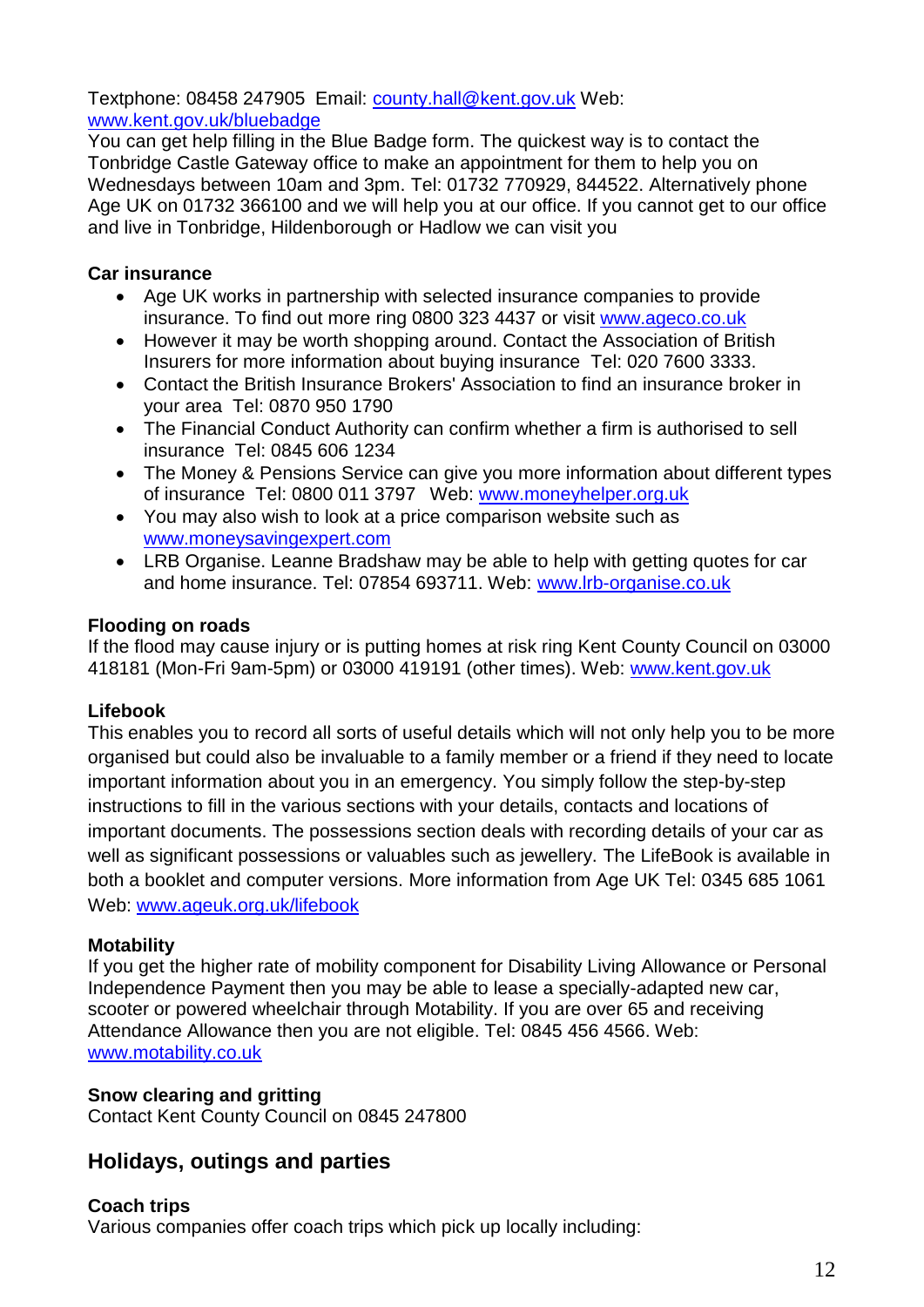Textphone: 08458 247905 Email: county.hall@kent.gov.uk Web: www.kent.gov.uk/bluebadge

You can get help filling in the Blue Badge form. The quickest way is to contact the Tonbridge Castle Gateway office to make an appointment for them to help you on Wednesdays between 10am and 3pm. Tel: 01732 770929, 844522. Alternatively phone Age UK on 01732 366100 and we will help you at our office. If you cannot get to our office and live in Tonbridge, Hildenborough or Hadlow we can visit you

**Car insurance**

- Age UK works in partnership with selected insurance companies to provide insurance. To find out more ring 0800 323 4437 or visit www.ageco.co.uk
- However it may be worth shopping around. Contact the Association of British Insurers for more information about buying insurance Tel: 020 7600 3333.
- Contact the British Insurance Brokers' Association to find an insurance broker in your area Tel: 0870 950 1790
- The Financial Conduct Authority can confirm whether a firm is authorised to sell insurance Tel: 0845 606 1234
- The Money & Pensions Service can give you more information about different types of insurance Tel: 0800 011 3797 Web: www.moneyhelper.org.uk
- You may also wish to look at a price comparison website such as www.moneysavingexpert.com
- LRB Organise. Leanne Bradshaw may be able to help with getting quotes for car and home insurance. Tel: 07854 693711. Web: www.lrb-organise.co.uk

**Flooding on roads**

If the flood may cause injury or is putting homes at risk ring Kent County Council on 03000 418181 (Mon-Fri 9am-5pm) or 03000 419191 (other times). Web: www.kent.gov.uk

**Lifebook**

This enables you to record all sorts of useful details which will not only help you to be more organised but could also be invaluable to a family member or a friend if they need to locate important information about you in an emergency. You simply follow the step-by-step instructions to fill in the various sections with your details, contacts and locations of important documents. The possessions section deals with recording details of your car as well as significant possessions or valuables such as jewellery. The LifeBook is available in both a booklet and computer versions. More information from Age UK Tel: 0345 685 1061 Web: www.ageuk.org.uk/lifebook

**Motability**

If you get the higher rate of mobility component for Disability Living Allowance or Personal Independence Payment then you may be able to lease a specially-adapted new car, scooter or powered wheelchair through Motability. If you are over 65 and receiving Attendance Allowance then you are not eligible. Tel: 0845 456 4566. Web: www.motability.co.uk

**Snow clearing and gritting**

Contact Kent County Council on 0845 247800

## Holidays, outings and parties

**Coach trips**

Various companies offer coach trips which pick up locally including: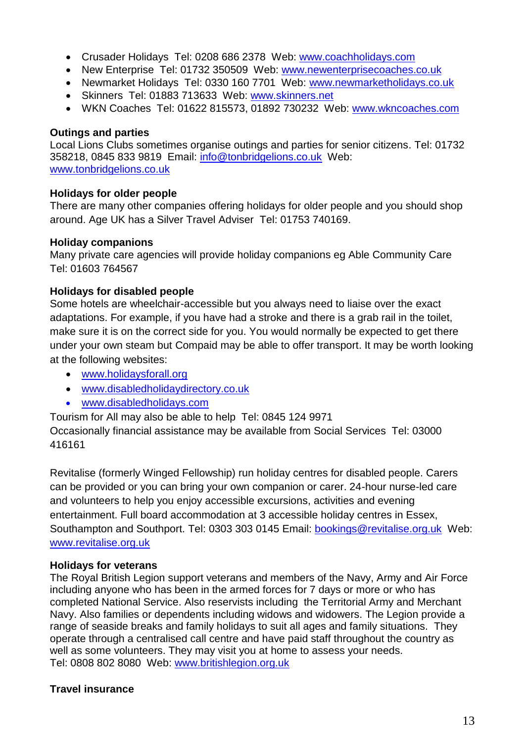- Crusader Holidays  Tel: 0208 686 2378  Web: www.coachholidays.com
- New Enterprise  Tel: 01732 350509  Web: www.newenterprisecoaches.co.uk
- Newmarket Holidays  Tel: 0330 160 7701  Web: www.newmarketholidays.co.uk
- Skinners  Tel: 01883 713633  Web: www.skinners.net
- WKN Coaches  Tel: 01622 815573, 01892 730232  Web: www.wkncoaches.com

**Outings and parties**

Local Lions Clubs sometimes organise outings and parties for senior citizens. Tel: 01732 358218, 0845 833 9819  Email: info@tonbridgelions.co.uk  Web: www.tonbridgelions.co.uk

**Holidays for older people**

There are many other companies offering holidays for older people and you should shop around. Age UK has a Silver Travel Adviser  Tel: 01753 740169.

**Holiday companions**

Many private care agencies will provide holiday companions eg Able Community Care Tel: 01603 764567

**Holidays for disabled people**

Some hotels are wheelchair-accessible but you always need to liaise over the exact adaptations. For example, if you have had a stroke and there is a grab rail in the toilet, make sure it is on the correct side for you. You would normally be expected to get there under your own steam but Compaid may be able to offer transport. It may be worth looking at the following websites:

- www.holidaysforall.org
- www.disabledholidaydirectory.co.uk
- www.disabledholidays.com

Tourism for All may also be able to help  Tel: 0845 124 9971
Occasionally financial assistance may be available from Social Services  Tel: 03000 416161

Revitalise (formerly Winged Fellowship) run holiday centres for disabled people. Carers can be provided or you can bring your own companion or carer. 24-hour nurse-led care and volunteers to help you enjoy accessible excursions, activities and evening entertainment. Full board accommodation at 3 accessible holiday centres in Essex, Southampton and Southport. Tel: 0303 303 0145 Email: bookings@revitalise.org.uk  Web: www.revitalise.org.uk

**Holidays for veterans**

The Royal British Legion support veterans and members of the Navy, Army and Air Force including anyone who has been in the armed forces for 7 days or more or who has completed National Service. Also reservists including  the Territorial Army and Merchant Navy. Also families or dependents including widows and widowers. The Legion provide a range of seaside breaks and family holidays to suit all ages and family situations.  They operate through a centralised call centre and have paid staff throughout the country as well as some volunteers. They may visit you at home to assess your needs.
Tel: 0808 802 8080  Web: www.britishlegion.org.uk

**Travel insurance**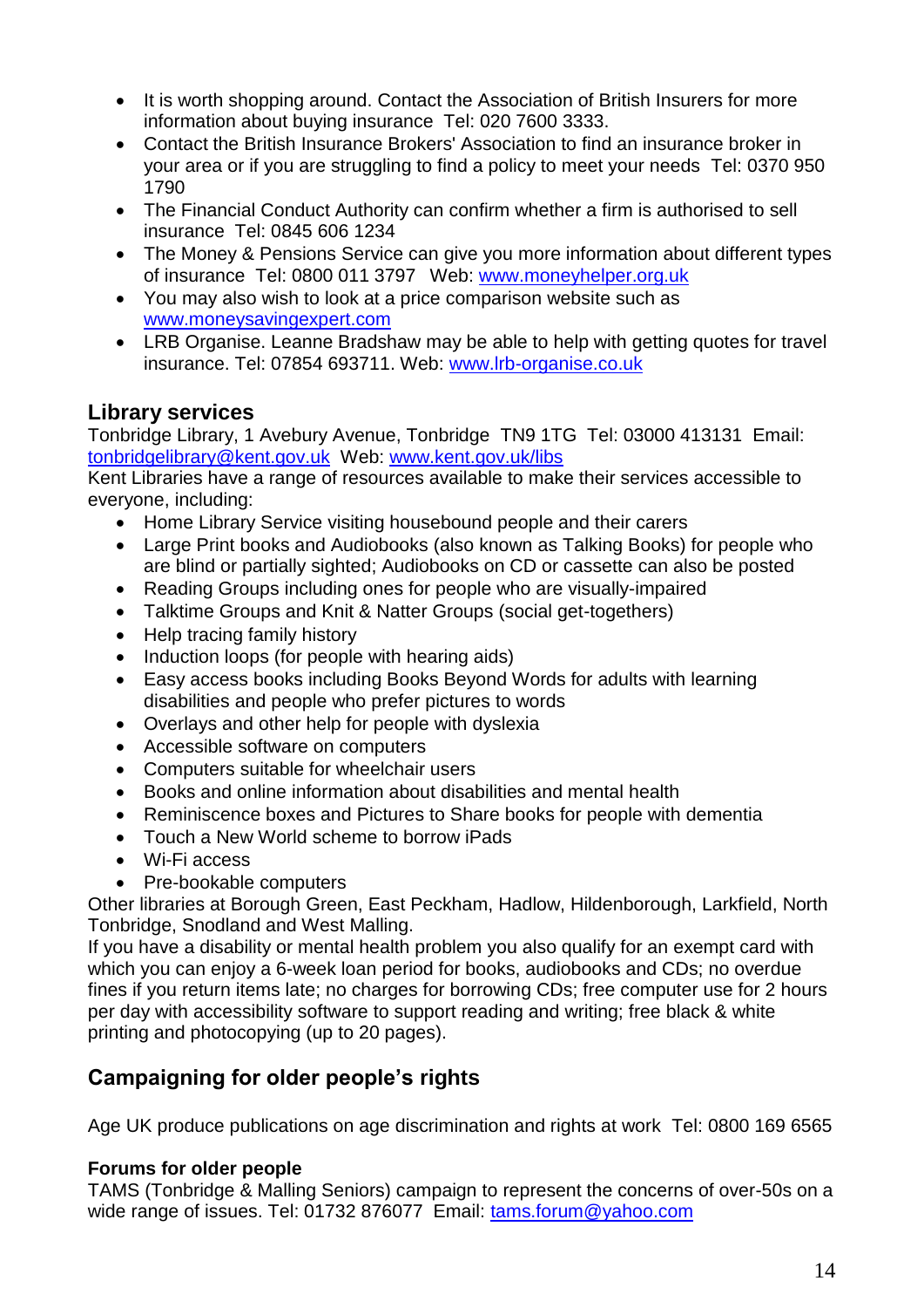- It is worth shopping around. Contact the Association of British Insurers for more information about buying insurance  Tel: 020 7600 3333.
- Contact the British Insurance Brokers' Association to find an insurance broker in your area or if you are struggling to find a policy to meet your needs  Tel: 0370 950 1790
- The Financial Conduct Authority can confirm whether a firm is authorised to sell insurance  Tel: 0845 606 1234
- The Money & Pensions Service can give you more information about different types of insurance  Tel: 0800 011 3797   Web: [www.moneyhelper.org.uk](http://www.moneyhelper.org.uk)
- You may also wish to look at a price comparison website such as [www.moneysavingexpert.com](http://www.moneysavingexpert.com)
- LRB Organise. Leanne Bradshaw may be able to help with getting quotes for travel insurance. Tel: 07854 693711. Web: [www.lrb-organise.co.uk](http://www.lrb-organise.co.uk)

## Library services

Tonbridge Library, 1 Avebury Avenue, Tonbridge  TN9 1TG  Tel: 03000 413131  Email: [tonbridgelibrary@kent.gov.uk](mailto:tonbridgelibrary@kent.gov.uk)  Web: [www.kent.gov.uk/libs](http://www.kent.gov.uk/libs)

Kent Libraries have a range of resources available to make their services accessible to everyone, including:

- Home Library Service visiting housebound people and their carers
- Large Print books and Audiobooks (also known as Talking Books) for people who are blind or partially sighted; Audiobooks on CD or cassette can also be posted
- Reading Groups including ones for people who are visually-impaired
- Talktime Groups and Knit & Natter Groups (social get-togethers)
- Help tracing family history
- Induction loops (for people with hearing aids)
- Easy access books including Books Beyond Words for adults with learning disabilities and people who prefer pictures to words
- Overlays and other help for people with dyslexia
- Accessible software on computers
- Computers suitable for wheelchair users
- Books and online information about disabilities and mental health
- Reminiscence boxes and Pictures to Share books for people with dementia
- Touch a New World scheme to borrow iPads
- Wi-Fi access
- Pre-bookable computers

Other libraries at Borough Green, East Peckham, Hadlow, Hildenborough, Larkfield, North Tonbridge, Snodland and West Malling.

If you have a disability or mental health problem you also qualify for an exempt card with which you can enjoy a 6-week loan period for books, audiobooks and CDs; no overdue fines if you return items late; no charges for borrowing CDs; free computer use for 2 hours per day with accessibility software to support reading and writing; free black & white printing and photocopying (up to 20 pages).

## Campaigning for older people's rights

Age UK produce publications on age discrimination and rights at work  Tel: 0800 169 6565

### Forums for older people

TAMS (Tonbridge & Malling Seniors) campaign to represent the concerns of over-50s on a wide range of issues. Tel: 01732 876077  Email: [tams.forum@yahoo.com](mailto:tams.forum@yahoo.com)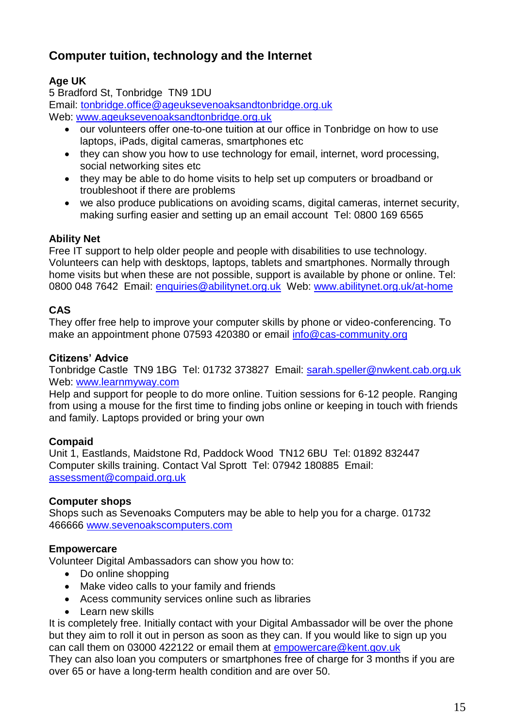## Computer tuition, technology and the Internet

**Age UK**
5 Bradford St, Tonbridge  TN9 1DU
Email: tonbridge.office@ageuksevenoaksandtonbridge.org.uk
Web: www.ageuksevenoaksandtonbridge.org.uk

- our volunteers offer one-to-one tuition at our office in Tonbridge on how to use laptops, iPads, digital cameras, smartphones etc
- they can show you how to use technology for email, internet, word processing, social networking sites etc
- they may be able to do home visits to help set up computers or broadband or troubleshoot if there are problems
- we also produce publications on avoiding scams, digital cameras, internet security, making surfing easier and setting up an email account  Tel: 0800 169 6565

**Ability Net**
Free IT support to help older people and people with disabilities to use technology. Volunteers can help with desktops, laptops, tablets and smartphones. Normally through home visits but when these are not possible, support is available by phone or online. Tel: 0800 048 7642  Email: enquiries@abilitynet.org.uk  Web: www.abilitynet.org.uk/at-home

**CAS**
They offer free help to improve your computer skills by phone or video-conferencing. To make an appointment phone 07593 420380 or email info@cas-community.org

**Citizens' Advice**
Tonbridge Castle  TN9 1BG  Tel: 01732 373827  Email: sarah.speller@nwkent.cab.org.uk
Web: www.learnmyway.com
Help and support for people to do more online. Tuition sessions for 6-12 people. Ranging from using a mouse for the first time to finding jobs online or keeping in touch with friends and family. Laptops provided or bring your own

**Compaid**
Unit 1, Eastlands, Maidstone Rd, Paddock Wood  TN12 6BU  Tel: 01892 832447
Computer skills training. Contact Val Sprott  Tel: 07942 180885  Email: assessment@compaid.org.uk

**Computer shops**
Shops such as Sevenoaks Computers may be able to help you for a charge. 01732 466666 www.sevenoakscomputers.com

**Empowercare**
Volunteer Digital Ambassadors can show you how to:

- Do online shopping
- Make video calls to your family and friends
- Acess community services online such as libraries
- Learn new skills

It is completely free. Initially contact with your Digital Ambassador will be over the phone but they aim to roll it out in person as soon as they can. If you would like to sign up you can call them on 03000 422122 or email them at empowercare@kent.gov.uk
They can also loan you computers or smartphones free of charge for 3 months if you are over 65 or have a long-term health condition and are over 50.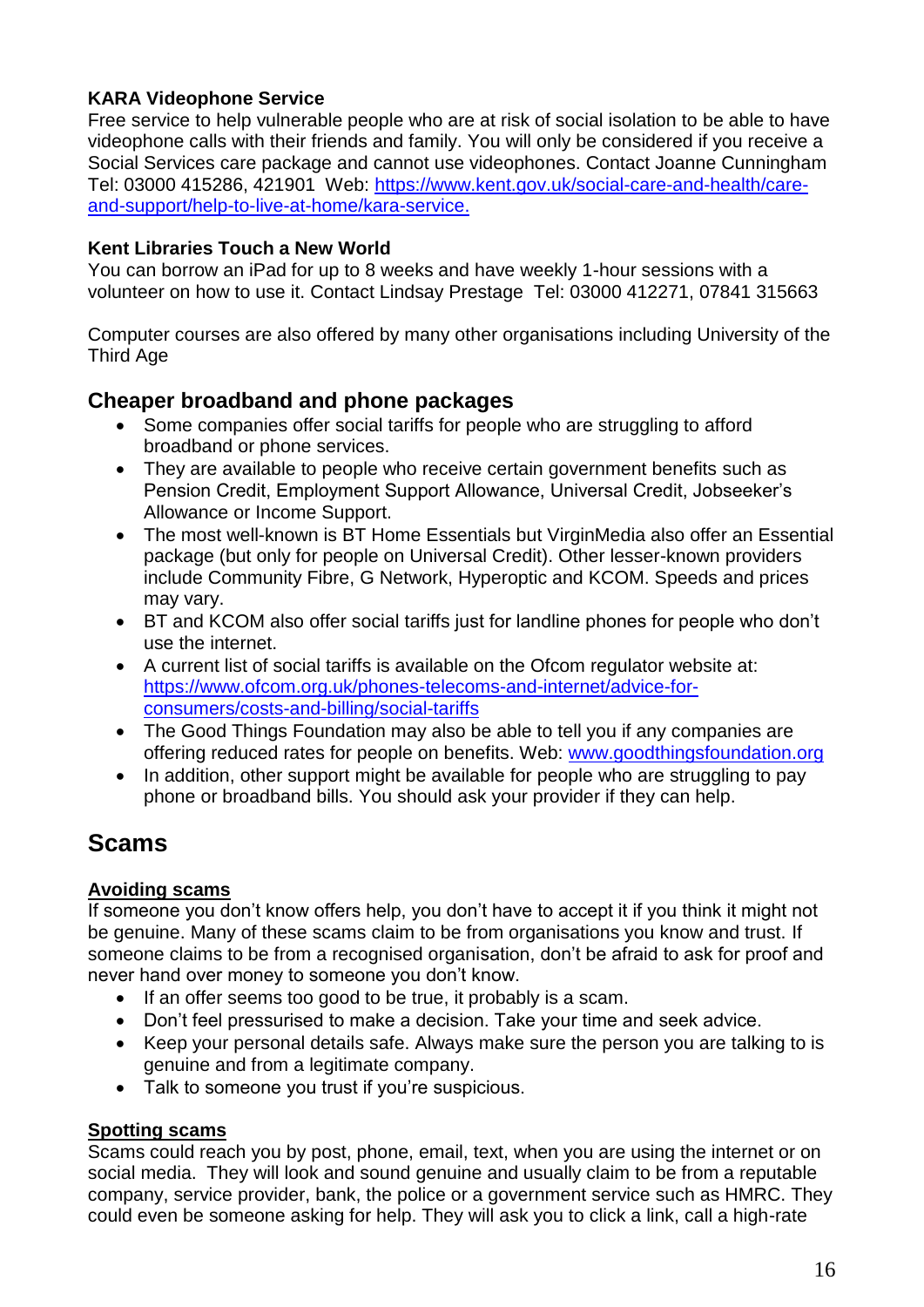**KARA Videophone Service**
Free service to help vulnerable people who are at risk of social isolation to be able to have videophone calls with their friends and family. You will only be considered if you receive a Social Services care package and cannot use videophones. Contact Joanne Cunningham Tel: 03000 415286, 421901 Web: [https://www.kent.gov.uk/social-care-and-health/care-and-support/help-to-live-at-home/kara-service.](https://www.kent.gov.uk/social-care-and-health/care-and-support/help-to-live-at-home/kara-service)

**Kent Libraries Touch a New World**
You can borrow an iPad for up to 8 weeks and have weekly 1-hour sessions with a volunteer on how to use it. Contact Lindsay Prestage Tel: 03000 412271, 07841 315663

Computer courses are also offered by many other organisations including University of the Third Age

## Cheaper broadband and phone packages

- Some companies offer social tariffs for people who are struggling to afford broadband or phone services.
- They are available to people who receive certain government benefits such as Pension Credit, Employment Support Allowance, Universal Credit, Jobseeker's Allowance or Income Support.
- The most well-known is BT Home Essentials but VirginMedia also offer an Essential package (but only for people on Universal Credit). Other lesser-known providers include Community Fibre, G Network, Hyperoptic and KCOM. Speeds and prices may vary.
- BT and KCOM also offer social tariffs just for landline phones for people who don't use the internet.
- A current list of social tariffs is available on the Ofcom regulator website at: [https://www.ofcom.org.uk/phones-telecoms-and-internet/advice-for-consumers/costs-and-billing/social-tariffs](https://www.ofcom.org.uk/phones-telecoms-and-internet/advice-for-consumers/costs-and-billing/social-tariffs)
- The Good Things Foundation may also be able to tell you if any companies are offering reduced rates for people on benefits. Web: [www.goodthingsfoundation.org](http://www.goodthingsfoundation.org)
- In addition, other support might be available for people who are struggling to pay phone or broadband bills. You should ask your provider if they can help.

# Scams

### Avoiding scams

If someone you don't know offers help, you don't have to accept it if you think it might not be genuine. Many of these scams claim to be from organisations you know and trust. If someone claims to be from a recognised organisation, don't be afraid to ask for proof and never hand over money to someone you don't know.

- If an offer seems too good to be true, it probably is a scam.
- Don't feel pressurised to make a decision. Take your time and seek advice.
- Keep your personal details safe. Always make sure the person you are talking to is genuine and from a legitimate company.
- Talk to someone you trust if you're suspicious.

### Spotting scams

Scams could reach you by post, phone, email, text, when you are using the internet or on social media. They will look and sound genuine and usually claim to be from a reputable company, service provider, bank, the police or a government service such as HMRC. They could even be someone asking for help. They will ask you to click a link, call a high-rate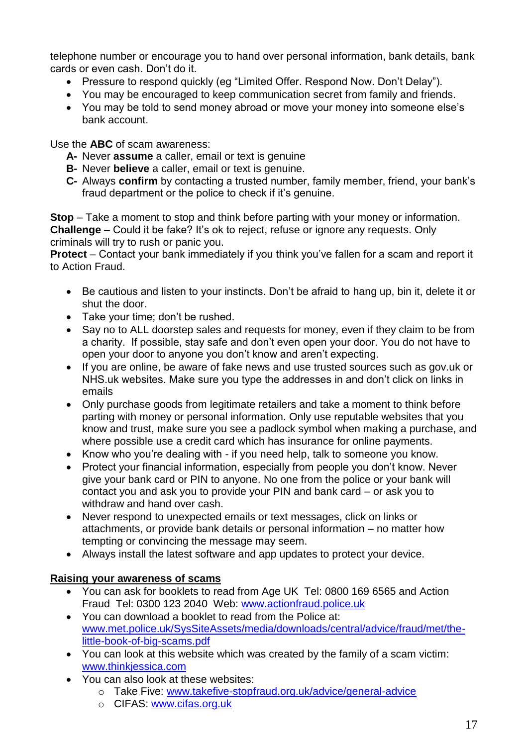telephone number or encourage you to hand over personal information, bank details, bank cards or even cash. Don't do it.

- Pressure to respond quickly (eg "Limited Offer. Respond Now. Don't Delay").
- You may be encouraged to keep communication secret from family and friends.
- You may be told to send money abroad or move your money into someone else's bank account.

Use the **ABC** of scam awareness:

**A-** Never **assume** a caller, email or text is genuine
**B-** Never **believe** a caller, email or text is genuine.
**C-** Always **confirm** by contacting a trusted number, family member, friend, your bank's fraud department or the police to check if it's genuine.

**Stop** – Take a moment to stop and think before parting with your money or information.
**Challenge** – Could it be fake? It's ok to reject, refuse or ignore any requests. Only criminals will try to rush or panic you.
**Protect** – Contact your bank immediately if you think you've fallen for a scam and report it to Action Fraud.

- Be cautious and listen to your instincts. Don't be afraid to hang up, bin it, delete it or shut the door.
- Take your time; don't be rushed.
- Say no to ALL doorstep sales and requests for money, even if they claim to be from a charity. If possible, stay safe and don't even open your door. You do not have to open your door to anyone you don't know and aren't expecting.
- If you are online, be aware of fake news and use trusted sources such as gov.uk or NHS.uk websites. Make sure you type the addresses in and don't click on links in emails
- Only purchase goods from legitimate retailers and take a moment to think before parting with money or personal information. Only use reputable websites that you know and trust, make sure you see a padlock symbol when making a purchase, and where possible use a credit card which has insurance for online payments.
- Know who you're dealing with - if you need help, talk to someone you know.
- Protect your financial information, especially from people you don't know. Never give your bank card or PIN to anyone. No one from the police or your bank will contact you and ask you to provide your PIN and bank card – or ask you to withdraw and hand over cash.
- Never respond to unexpected emails or text messages, click on links or attachments, or provide bank details or personal information – no matter how tempting or convincing the message may seem.
- Always install the latest software and app updates to protect your device.

**Raising your awareness of scams**

- You can ask for booklets to read from Age UK Tel: 0800 169 6565 and Action Fraud Tel: 0300 123 2040 Web: www.actionfraud.police.uk
- You can download a booklet to read from the Police at: www.met.police.uk/SysSiteAssets/media/downloads/central/advice/fraud/met/the-little-book-of-big-scams.pdf
- You can look at this website which was created by the family of a scam victim: www.thinkjessica.com
- You can also look at these websites:
  - Take Five: www.takefive-stopfraud.org.uk/advice/general-advice
  - CIFAS: www.cifas.org.uk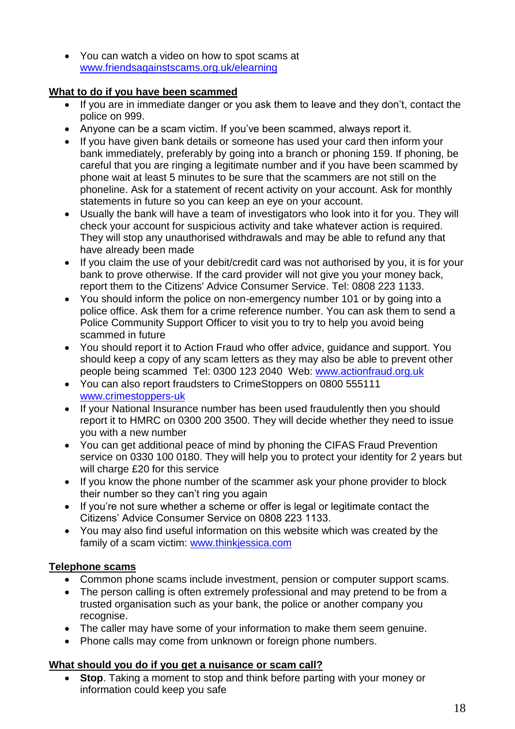- You can watch a video on how to spot scams at www.friendsagainstscams.org.uk/elearning

**What to do if you have been scammed**

- If you are in immediate danger or you ask them to leave and they don't, contact the police on 999.
- Anyone can be a scam victim. If you've been scammed, always report it.
- If you have given bank details or someone has used your card then inform your bank immediately, preferably by going into a branch or phoning 159. If phoning, be careful that you are ringing a legitimate number and if you have been scammed by phone wait at least 5 minutes to be sure that the scammers are not still on the phoneline. Ask for a statement of recent activity on your account. Ask for monthly statements in future so you can keep an eye on your account.
- Usually the bank will have a team of investigators who look into it for you. They will check your account for suspicious activity and take whatever action is required. They will stop any unauthorised withdrawals and may be able to refund any that have already been made
- If you claim the use of your debit/credit card was not authorised by you, it is for your bank to prove otherwise. If the card provider will not give you your money back, report them to the Citizens' Advice Consumer Service. Tel: 0808 223 1133.
- You should inform the police on non-emergency number 101 or by going into a police office. Ask them for a crime reference number. You can ask them to send a Police Community Support Officer to visit you to try to help you avoid being scammed in future
- You should report it to Action Fraud who offer advice, guidance and support. You should keep a copy of any scam letters as they may also be able to prevent other people being scammed Tel: 0300 123 2040 Web: www.actionfraud.org.uk
- You can also report fraudsters to CrimeStoppers on 0800 555111 www.crimestoppers-uk
- If your National Insurance number has been used fraudulently then you should report it to HMRC on 0300 200 3500. They will decide whether they need to issue you with a new number
- You can get additional peace of mind by phoning the CIFAS Fraud Prevention service on 0330 100 0180. They will help you to protect your identity for 2 years but will charge £20 for this service
- If you know the phone number of the scammer ask your phone provider to block their number so they can't ring you again
- If you're not sure whether a scheme or offer is legal or legitimate contact the Citizens' Advice Consumer Service on 0808 223 1133.
- You may also find useful information on this website which was created by the family of a scam victim: www.thinkjessica.com

**Telephone scams**

- Common phone scams include investment, pension or computer support scams.
- The person calling is often extremely professional and may pretend to be from a trusted organisation such as your bank, the police or another company you recognise.
- The caller may have some of your information to make them seem genuine.
- Phone calls may come from unknown or foreign phone numbers.

**What should you do if you get a nuisance or scam call?**

- **Stop**. Taking a moment to stop and think before parting with your money or information could keep you safe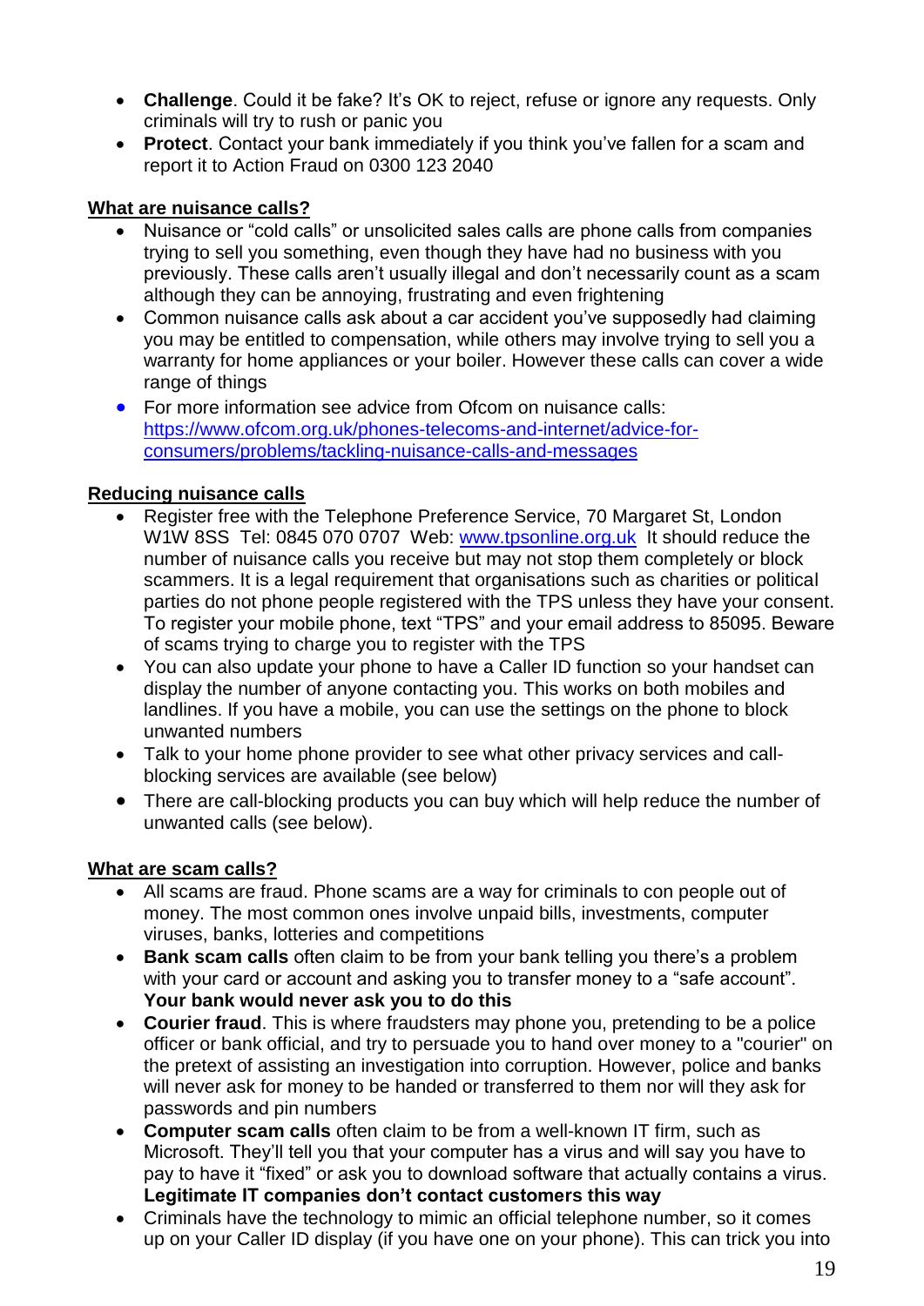- **Challenge**. Could it be fake? It's OK to reject, refuse or ignore any requests. Only criminals will try to rush or panic you
- **Protect**. Contact your bank immediately if you think you've fallen for a scam and report it to Action Fraud on 0300 123 2040

**What are nuisance calls?**

- Nuisance or "cold calls" or unsolicited sales calls are phone calls from companies trying to sell you something, even though they have had no business with you previously. These calls aren't usually illegal and don't necessarily count as a scam although they can be annoying, frustrating and even frightening
- Common nuisance calls ask about a car accident you've supposedly had claiming you may be entitled to compensation, while others may involve trying to sell you a warranty for home appliances or your boiler. However these calls can cover a wide range of things
- For more information see advice from Ofcom on nuisance calls: [https://www.ofcom.org.uk/phones-telecoms-and-internet/advice-for-consumers/problems/tackling-nuisance-calls-and-messages](https://www.ofcom.org.uk/phones-telecoms-and-internet/advice-for-consumers/problems/tackling-nuisance-calls-and-messages)

**Reducing nuisance calls**

- Register free with the Telephone Preference Service, 70 Margaret St, London W1W 8SS Tel: 0845 070 0707 Web: [www.tpsonline.org.uk](http://www.tpsonline.org.uk) It should reduce the number of nuisance calls you receive but may not stop them completely or block scammers. It is a legal requirement that organisations such as charities or political parties do not phone people registered with the TPS unless they have your consent. To register your mobile phone, text "TPS" and your email address to 85095. Beware of scams trying to charge you to register with the TPS
- You can also update your phone to have a Caller ID function so your handset can display the number of anyone contacting you. This works on both mobiles and landlines. If you have a mobile, you can use the settings on the phone to block unwanted numbers
- Talk to your home phone provider to see what other privacy services and call-blocking services are available (see below)
- There are call-blocking products you can buy which will help reduce the number of unwanted calls (see below).

**What are scam calls?**

- All scams are fraud. Phone scams are a way for criminals to con people out of money. The most common ones involve unpaid bills, investments, computer viruses, banks, lotteries and competitions
- **Bank scam calls** often claim to be from your bank telling you there's a problem with your card or account and asking you to transfer money to a "safe account". **Your bank would never ask you to do this**
- **Courier fraud**. This is where fraudsters may phone you, pretending to be a police officer or bank official, and try to persuade you to hand over money to a "courier" on the pretext of assisting an investigation into corruption. However, police and banks will never ask for money to be handed or transferred to them nor will they ask for passwords and pin numbers
- **Computer scam calls** often claim to be from a well-known IT firm, such as Microsoft. They'll tell you that your computer has a virus and will say you have to pay to have it "fixed" or ask you to download software that actually contains a virus. **Legitimate IT companies don't contact customers this way**
- Criminals have the technology to mimic an official telephone number, so it comes up on your Caller ID display (if you have one on your phone). This can trick you into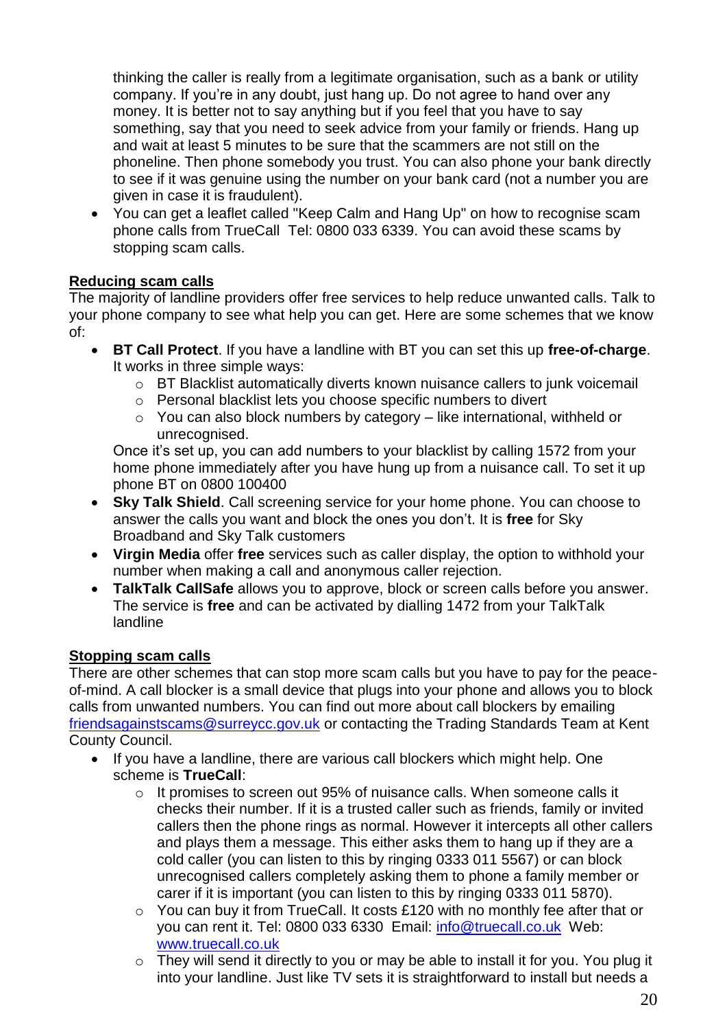thinking the caller is really from a legitimate organisation, such as a bank or utility company. If you're in any doubt, just hang up. Do not agree to hand over any money. It is better not to say anything but if you feel that you have to say something, say that you need to seek advice from your family or friends. Hang up and wait at least 5 minutes to be sure that the scammers are not still on the phoneline. Then phone somebody you trust. You can also phone your bank directly to see if it was genuine using the number on your bank card (not a number you are given in case it is fraudulent).

- You can get a leaflet called "Keep Calm and Hang Up" on how to recognise scam phone calls from TrueCall Tel: 0800 033 6339. You can avoid these scams by stopping scam calls.

**Reducing scam calls**

The majority of landline providers offer free services to help reduce unwanted calls. Talk to your phone company to see what help you can get. Here are some schemes that we know of:

- **BT Call Protect**. If you have a landline with BT you can set this up **free-of-charge**. It works in three simple ways:
    - BT Blacklist automatically diverts known nuisance callers to junk voicemail
    - Personal blacklist lets you choose specific numbers to divert
    - You can also block numbers by category – like international, withheld or unrecognised.

  Once it's set up, you can add numbers to your blacklist by calling 1572 from your home phone immediately after you have hung up from a nuisance call. To set it up phone BT on 0800 100400
- **Sky Talk Shield**. Call screening service for your home phone. You can choose to answer the calls you want and block the ones you don't. It is **free** for Sky Broadband and Sky Talk customers
- **Virgin Media** offer **free** services such as caller display, the option to withhold your number when making a call and anonymous caller rejection.
- **TalkTalk CallSafe** allows you to approve, block or screen calls before you answer. The service is **free** and can be activated by dialling 1472 from your TalkTalk landline

**Stopping scam calls**

There are other schemes that can stop more scam calls but you have to pay for the peace-of-mind. A call blocker is a small device that plugs into your phone and allows you to block calls from unwanted numbers. You can find out more about call blockers by emailing friendsagainstscams@surreycc.gov.uk or contacting the Trading Standards Team at Kent County Council.

- If you have a landline, there are various call blockers which might help. One scheme is **TrueCall**:
    - It promises to screen out 95% of nuisance calls. When someone calls it checks their number. If it is a trusted caller such as friends, family or invited callers then the phone rings as normal. However it intercepts all other callers and plays them a message. This either asks them to hang up if they are a cold caller (you can listen to this by ringing 0333 011 5567) or can block unrecognised callers completely asking them to phone a family member or carer if it is important (you can listen to this by ringing 0333 011 5870).
    - You can buy it from TrueCall. It costs £120 with no monthly fee after that or you can rent it. Tel: 0800 033 6330 Email: info@truecall.co.uk Web: www.truecall.co.uk
    - They will send it directly to you or may be able to install it for you. You plug it into your landline. Just like TV sets it is straightforward to install but needs a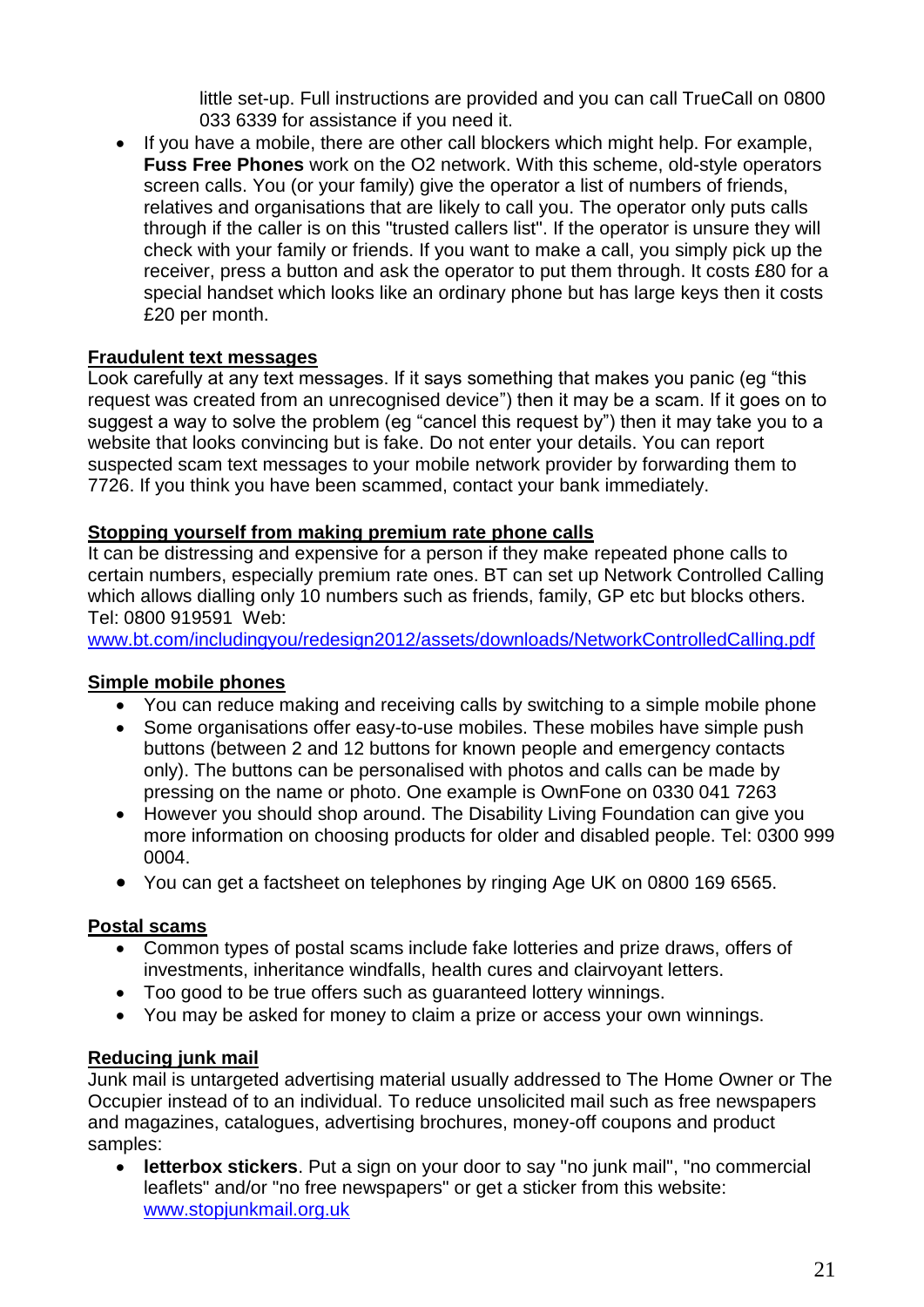little set-up. Full instructions are provided and you can call TrueCall on 0800 033 6339 for assistance if you need it.

- If you have a mobile, there are other call blockers which might help. For example, **Fuss Free Phones** work on the O2 network. With this scheme, old-style operators screen calls. You (or your family) give the operator a list of numbers of friends, relatives and organisations that are likely to call you. The operator only puts calls through if the caller is on this "trusted callers list". If the operator is unsure they will check with your family or friends. If you want to make a call, you simply pick up the receiver, press a button and ask the operator to put them through. It costs £80 for a special handset which looks like an ordinary phone but has large keys then it costs £20 per month.

### Fraudulent text messages

Look carefully at any text messages. If it says something that makes you panic (eg "this request was created from an unrecognised device") then it may be a scam. If it goes on to suggest a way to solve the problem (eg "cancel this request by") then it may take you to a website that looks convincing but is fake. Do not enter your details. You can report suspected scam text messages to your mobile network provider by forwarding them to 7726. If you think you have been scammed, contact your bank immediately.

### Stopping yourself from making premium rate phone calls

It can be distressing and expensive for a person if they make repeated phone calls to certain numbers, especially premium rate ones. BT can set up Network Controlled Calling which allows dialling only 10 numbers such as friends, family, GP etc but blocks others. Tel: 0800 919591 Web: www.bt.com/includingyou/redesign2012/assets/downloads/NetworkControlledCalling.pdf

### Simple mobile phones

- You can reduce making and receiving calls by switching to a simple mobile phone
- Some organisations offer easy-to-use mobiles. These mobiles have simple push buttons (between 2 and 12 buttons for known people and emergency contacts only). The buttons can be personalised with photos and calls can be made by pressing on the name or photo. One example is OwnFone on 0330 041 7263
- However you should shop around. The Disability Living Foundation can give you more information on choosing products for older and disabled people. Tel: 0300 999 0004.
- You can get a factsheet on telephones by ringing Age UK on 0800 169 6565.

### Postal scams

- Common types of postal scams include fake lotteries and prize draws, offers of investments, inheritance windfalls, health cures and clairvoyant letters.
- Too good to be true offers such as guaranteed lottery winnings.
- You may be asked for money to claim a prize or access your own winnings.

### Reducing junk mail

Junk mail is untargeted advertising material usually addressed to The Home Owner or The Occupier instead of to an individual. To reduce unsolicited mail such as free newspapers and magazines, catalogues, advertising brochures, money-off coupons and product samples:

- **letterbox stickers**. Put a sign on your door to say "no junk mail", "no commercial leaflets" and/or "no free newspapers" or get a sticker from this website: www.stopjunkmail.org.uk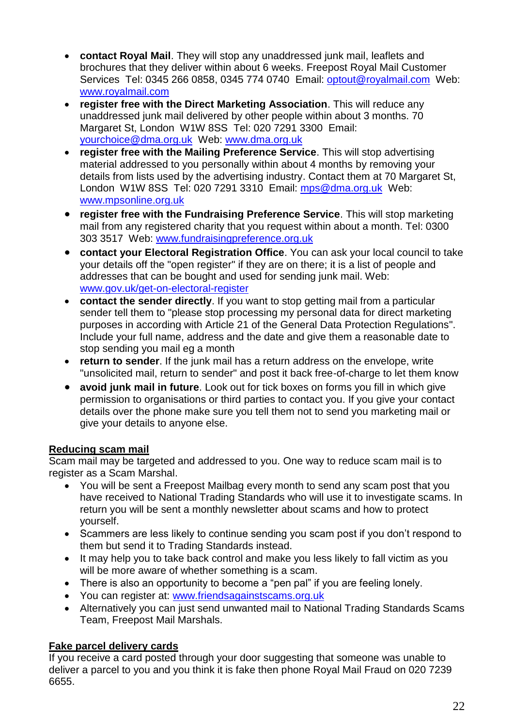- **contact Royal Mail**. They will stop any unaddressed junk mail, leaflets and brochures that they deliver within about 6 weeks. Freepost Royal Mail Customer Services Tel: 0345 266 0858, 0345 774 0740 Email: optout@royalmail.com Web: www.royalmail.com
- **register free with the Direct Marketing Association**. This will reduce any unaddressed junk mail delivered by other people within about 3 months. 70 Margaret St, London W1W 8SS Tel: 020 7291 3300 Email: yourchoice@dma.org.uk Web: www.dma.org.uk
- **register free with the Mailing Preference Service**. This will stop advertising material addressed to you personally within about 4 months by removing your details from lists used by the advertising industry. Contact them at 70 Margaret St, London W1W 8SS Tel: 020 7291 3310 Email: mps@dma.org.uk Web: www.mpsonline.org.uk
- **register free with the Fundraising Preference Service**. This will stop marketing mail from any registered charity that you request within about a month. Tel: 0300 303 3517 Web: www.fundraisingpreference.org.uk
- **contact your Electoral Registration Office**. You can ask your local council to take your details off the "open register" if they are on there; it is a list of people and addresses that can be bought and used for sending junk mail. Web: www.gov.uk/get-on-electoral-register
- **contact the sender directly**. If you want to stop getting mail from a particular sender tell them to "please stop processing my personal data for direct marketing purposes in according with Article 21 of the General Data Protection Regulations". Include your full name, address and the date and give them a reasonable date to stop sending you mail eg a month
- **return to sender**. If the junk mail has a return address on the envelope, write "unsolicited mail, return to sender" and post it back free-of-charge to let them know
- **avoid junk mail in future**. Look out for tick boxes on forms you fill in which give permission to organisations or third parties to contact you. If you give your contact details over the phone make sure you tell them not to send you marketing mail or give your details to anyone else.

**Reducing scam mail**

Scam mail may be targeted and addressed to you. One way to reduce scam mail is to register as a Scam Marshal.

- You will be sent a Freepost Mailbag every month to send any scam post that you have received to National Trading Standards who will use it to investigate scams. In return you will be sent a monthly newsletter about scams and how to protect yourself.
- Scammers are less likely to continue sending you scam post if you don't respond to them but send it to Trading Standards instead.
- It may help you to take back control and make you less likely to fall victim as you will be more aware of whether something is a scam.
- There is also an opportunity to become a "pen pal" if you are feeling lonely.
- You can register at: www.friendsagainstscams.org.uk
- Alternatively you can just send unwanted mail to National Trading Standards Scams Team, Freepost Mail Marshals.

**Fake parcel delivery cards**

If you receive a card posted through your door suggesting that someone was unable to deliver a parcel to you and you think it is fake then phone Royal Mail Fraud on 020 7239 6655.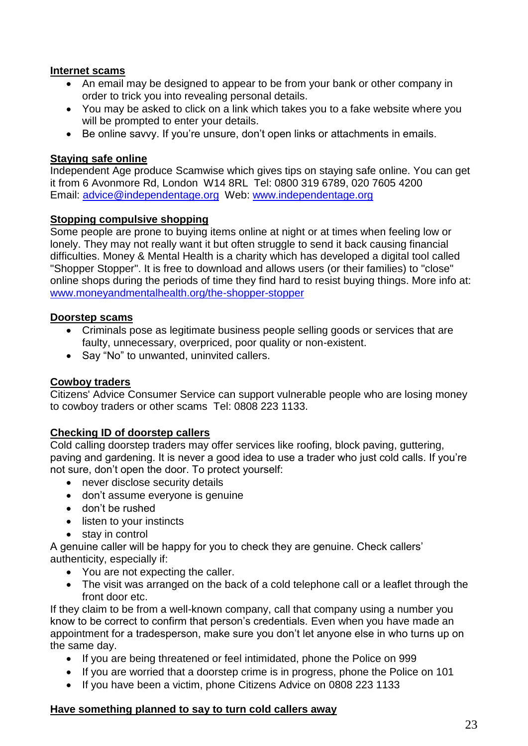**Internet scams**

- An email may be designed to appear to be from your bank or other company in order to trick you into revealing personal details.
- You may be asked to click on a link which takes you to a fake website where you will be prompted to enter your details.
- Be online savvy. If you're unsure, don't open links or attachments in emails.

**Staying safe online**

Independent Age produce Scamwise which gives tips on staying safe online. You can get it from 6 Avonmore Rd, London W14 8RL Tel: 0800 319 6789, 020 7605 4200 Email: advice@independentage.org Web: www.independentage.org

**Stopping compulsive shopping**

Some people are prone to buying items online at night or at times when feeling low or lonely. They may not really want it but often struggle to send it back causing financial difficulties. Money & Mental Health is a charity which has developed a digital tool called "Shopper Stopper". It is free to download and allows users (or their families) to "close" online shops during the periods of time they find hard to resist buying things. More info at: www.moneyandmentalhealth.org/the-shopper-stopper

**Doorstep scams**

- Criminals pose as legitimate business people selling goods or services that are faulty, unnecessary, overpriced, poor quality or non-existent.
- Say "No" to unwanted, uninvited callers.

**Cowboy traders**

Citizens' Advice Consumer Service can support vulnerable people who are losing money to cowboy traders or other scams Tel: 0808 223 1133.

**Checking ID of doorstep callers**

Cold calling doorstep traders may offer services like roofing, block paving, guttering, paving and gardening. It is never a good idea to use a trader who just cold calls. If you're not sure, don't open the door. To protect yourself:

- never disclose security details
- don't assume everyone is genuine
- don't be rushed
- listen to your instincts
- stay in control

A genuine caller will be happy for you to check they are genuine. Check callers' authenticity, especially if:

- You are not expecting the caller.
- The visit was arranged on the back of a cold telephone call or a leaflet through the front door etc.

If they claim to be from a well-known company, call that company using a number you know to be correct to confirm that person's credentials. Even when you have made an appointment for a tradesperson, make sure you don't let anyone else in who turns up on the same day.

- If you are being threatened or feel intimidated, phone the Police on 999
- If you are worried that a doorstep crime is in progress, phone the Police on 101
- If you have been a victim, phone Citizens Advice on 0808 223 1133

**Have something planned to say to turn cold callers away**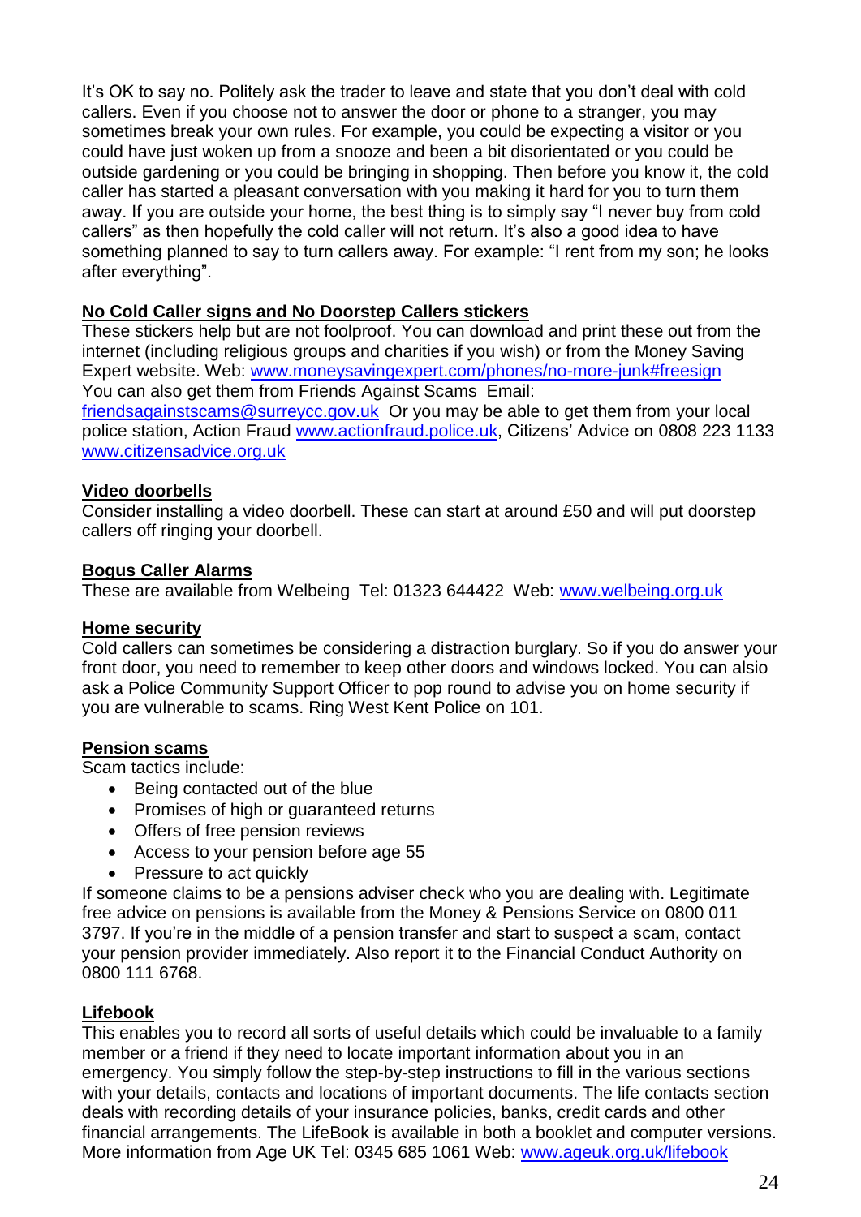It's OK to say no. Politely ask the trader to leave and state that you don't deal with cold callers. Even if you choose not to answer the door or phone to a stranger, you may sometimes break your own rules. For example, you could be expecting a visitor or you could have just woken up from a snooze and been a bit disorientated or you could be outside gardening or you could be bringing in shopping. Then before you know it, the cold caller has started a pleasant conversation with you making it hard for you to turn them away. If you are outside your home, the best thing is to simply say "I never buy from cold callers" as then hopefully the cold caller will not return. It's also a good idea to have something planned to say to turn callers away. For example: "I rent from my son; he looks after everything".

**No Cold Caller signs and No Doorstep Callers stickers**

These stickers help but are not foolproof. You can download and print these out from the internet (including religious groups and charities if you wish) or from the Money Saving Expert website. Web: www.moneysavingexpert.com/phones/no-more-junk#freesign
You can also get them from Friends Against Scams Email: friendsagainstscams@surreycc.gov.uk Or you may be able to get them from your local police station, Action Fraud www.actionfraud.police.uk, Citizens' Advice on 0808 223 1133 www.citizensadvice.org.uk

**Video doorbells**

Consider installing a video doorbell. These can start at around £50 and will put doorstep callers off ringing your doorbell.

**Bogus Caller Alarms**

These are available from Welbeing Tel: 01323 644422 Web: www.welbeing.org.uk

**Home security**

Cold callers can sometimes be considering a distraction burglary. So if you do answer your front door, you need to remember to keep other doors and windows locked. You can alsio ask a Police Community Support Officer to pop round to advise you on home security if you are vulnerable to scams. Ring West Kent Police on 101.

**Pension scams**

Scam tactics include:

- Being contacted out of the blue
- Promises of high or guaranteed returns
- Offers of free pension reviews
- Access to your pension before age 55
- Pressure to act quickly

If someone claims to be a pensions adviser check who you are dealing with. Legitimate free advice on pensions is available from the Money & Pensions Service on 0800 011 3797. If you're in the middle of a pension transfer and start to suspect a scam, contact your pension provider immediately. Also report it to the Financial Conduct Authority on 0800 111 6768.

**Lifebook**

This enables you to record all sorts of useful details which could be invaluable to a family member or a friend if they need to locate important information about you in an emergency. You simply follow the step-by-step instructions to fill in the various sections with your details, contacts and locations of important documents. The life contacts section deals with recording details of your insurance policies, banks, credit cards and other financial arrangements. The LifeBook is available in both a booklet and computer versions. More information from Age UK Tel: 0345 685 1061 Web: www.ageuk.org.uk/lifebook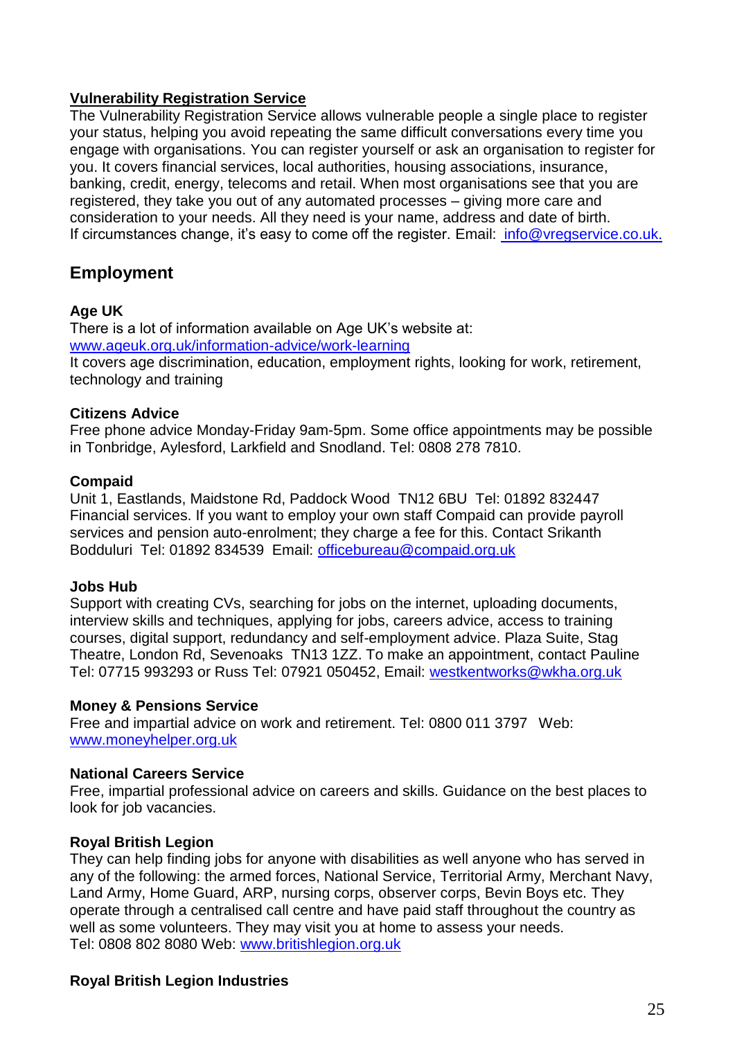### Vulnerability Registration Service

The Vulnerability Registration Service allows vulnerable people a single place to register your status, helping you avoid repeating the same difficult conversations every time you engage with organisations. You can register yourself or ask an organisation to register for you. It covers financial services, local authorities, housing associations, insurance, banking, credit, energy, telecoms and retail. When most organisations see that you are registered, they take you out of any automated processes – giving more care and consideration to your needs. All they need is your name, address and date of birth. If circumstances change, it's easy to come off the register. Email: info@vregservice.co.uk.

## Employment

**Age UK**
There is a lot of information available on Age UK's website at: www.ageuk.org.uk/information-advice/work-learning
It covers age discrimination, education, employment rights, looking for work, retirement, technology and training

**Citizens Advice**
Free phone advice Monday-Friday 9am-5pm. Some office appointments may be possible in Tonbridge, Aylesford, Larkfield and Snodland. Tel: 0808 278 7810.

**Compaid**
Unit 1, Eastlands, Maidstone Rd, Paddock Wood TN12 6BU Tel: 01892 832447
Financial services. If you want to employ your own staff Compaid can provide payroll services and pension auto-enrolment; they charge a fee for this. Contact Srikanth Bodduluri Tel: 01892 834539 Email: officebureau@compaid.org.uk

**Jobs Hub**
Support with creating CVs, searching for jobs on the internet, uploading documents, interview skills and techniques, applying for jobs, careers advice, access to training courses, digital support, redundancy and self-employment advice. Plaza Suite, Stag Theatre, London Rd, Sevenoaks TN13 1ZZ. To make an appointment, contact Pauline Tel: 07715 993293 or Russ Tel: 07921 050452, Email: westkentworks@wkha.org.uk

**Money & Pensions Service**
Free and impartial advice on work and retirement. Tel: 0800 011 3797 Web: www.moneyhelper.org.uk

**National Careers Service**
Free, impartial professional advice on careers and skills. Guidance on the best places to look for job vacancies.

**Royal British Legion**
They can help finding jobs for anyone with disabilities as well anyone who has served in any of the following: the armed forces, National Service, Territorial Army, Merchant Navy, Land Army, Home Guard, ARP, nursing corps, observer corps, Bevin Boys etc. They operate through a centralised call centre and have paid staff throughout the country as well as some volunteers. They may visit you at home to assess your needs.
Tel: 0808 802 8080 Web: www.britishlegion.org.uk

**Royal British Legion Industries**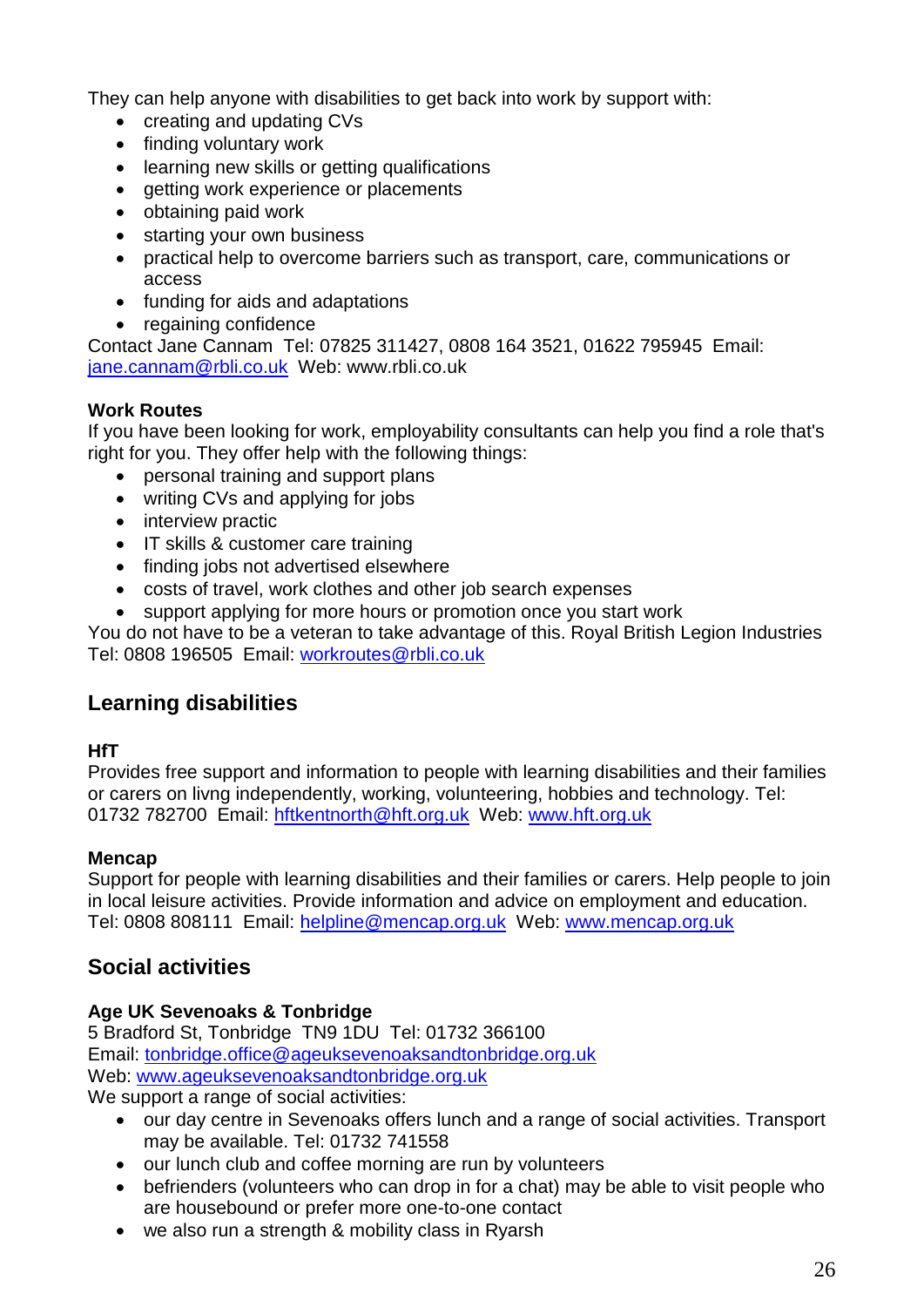They can help anyone with disabilities to get back into work by support with:

- creating and updating CVs
- finding voluntary work
- learning new skills or getting qualifications
- getting work experience or placements
- obtaining paid work
- starting your own business
- practical help to overcome barriers such as transport, care, communications or access
- funding for aids and adaptations
- regaining confidence

Contact Jane Cannam Tel: 07825 311427, 0808 164 3521, 01622 795945 Email: jane.cannam@rbli.co.uk Web: www.rbli.co.uk

**Work Routes**

If you have been looking for work, employability consultants can help you find a role that's right for you. They offer help with the following things:

- personal training and support plans
- writing CVs and applying for jobs
- interview practic
- IT skills & customer care training
- finding jobs not advertised elsewhere
- costs of travel, work clothes and other job search expenses
- support applying for more hours or promotion once you start work

You do not have to be a veteran to take advantage of this. Royal British Legion Industries Tel: 0808 196505 Email: workroutes@rbli.co.uk

## Learning disabilities

**HfT**

Provides free support and information to people with learning disabilities and their families or carers on livng independently, working, volunteering, hobbies and technology. Tel: 01732 782700 Email: hftkentnorth@hft.org.uk Web: www.hft.org.uk

**Mencap**

Support for people with learning disabilities and their families or carers. Help people to join in local leisure activities. Provide information and advice on employment and education. Tel: 0808 808111 Email: helpline@mencap.org.uk Web: www.mencap.org.uk

## Social activities

**Age UK Sevenoaks & Tonbridge**

5 Bradford St, Tonbridge TN9 1DU Tel: 01732 366100
Email: tonbridge.office@ageuksevenoaksandtonbridge.org.uk
Web: www.ageuksevenoaksandtonbridge.org.uk
We support a range of social activities:

- our day centre in Sevenoaks offers lunch and a range of social activities. Transport may be available. Tel: 01732 741558
- our lunch club and coffee morning are run by volunteers
- befrienders (volunteers who can drop in for a chat) may be able to visit people who are housebound or prefer more one-to-one contact
- we also run a strength & mobility class in Ryarsh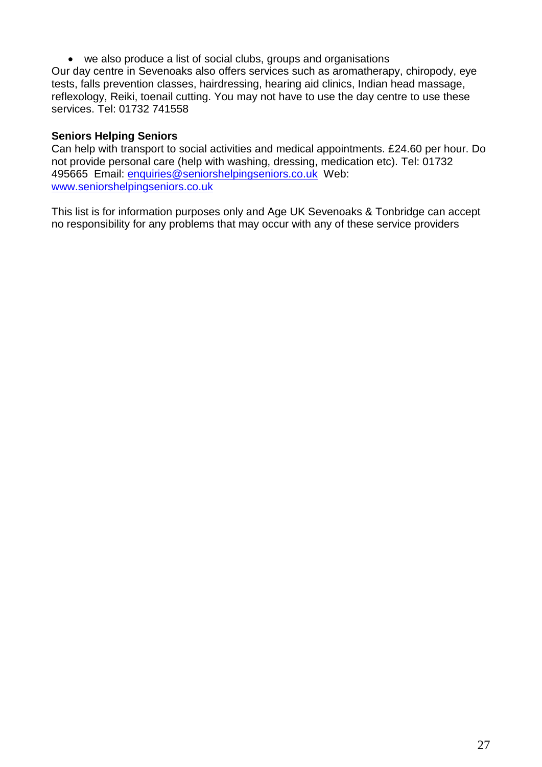- we also produce a list of social clubs, groups and organisations

Our day centre in Sevenoaks also offers services such as aromatherapy, chiropody, eye tests, falls prevention classes, hairdressing, hearing aid clinics, Indian head massage, reflexology, Reiki, toenail cutting. You may not have to use the day centre to use these services. Tel: 01732 741558

**Seniors Helping Seniors**

Can help with transport to social activities and medical appointments. £24.60 per hour. Do not provide personal care (help with washing, dressing, medication etc). Tel: 01732 495665 Email: enquiries@seniorshelpingseniors.co.uk Web: www.seniorshelpingseniors.co.uk

This list is for information purposes only and Age UK Sevenoaks & Tonbridge can accept no responsibility for any problems that may occur with any of these service providers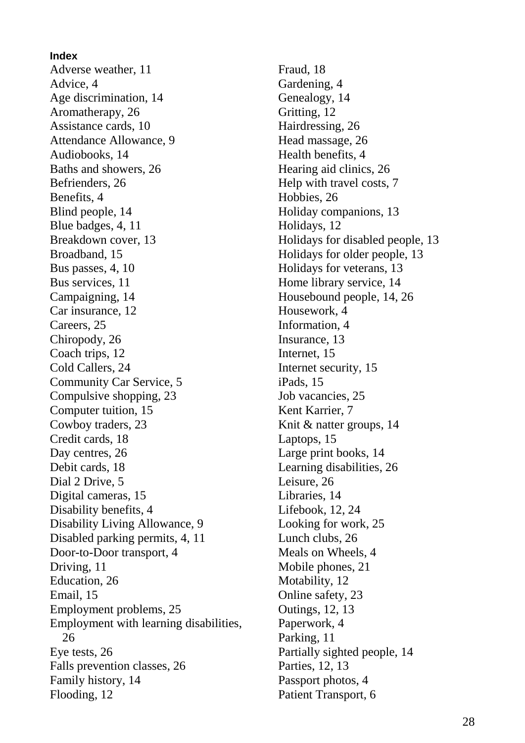**Index**

Adverse weather, 11
Advice, 4
Age discrimination, 14
Aromatherapy, 26
Assistance cards, 10
Attendance Allowance, 9
Audiobooks, 14
Baths and showers, 26
Befrienders, 26
Benefits, 4
Blind people, 14
Blue badges, 4, 11
Breakdown cover, 13
Broadband, 15
Bus passes, 4, 10
Bus services, 11
Campaigning, 14
Car insurance, 12
Careers, 25
Chiropody, 26
Coach trips, 12
Cold Callers, 24
Community Car Service, 5
Compulsive shopping, 23
Computer tuition, 15
Cowboy traders, 23
Credit cards, 18
Day centres, 26
Debit cards, 18
Dial 2 Drive, 5
Digital cameras, 15
Disability benefits, 4
Disability Living Allowance, 9
Disabled parking permits, 4, 11
Door-to-Door transport, 4
Driving, 11
Education, 26
Email, 15
Employment problems, 25
Employment with learning disabilities, 26
Eye tests, 26
Falls prevention classes, 26
Family history, 14
Flooding, 12
Fraud, 18
Gardening, 4
Genealogy, 14
Gritting, 12
Hairdressing, 26
Head massage, 26
Health benefits, 4
Hearing aid clinics, 26
Help with travel costs, 7
Hobbies, 26
Holiday companions, 13
Holidays, 12
Holidays for disabled people, 13
Holidays for older people, 13
Holidays for veterans, 13
Home library service, 14
Housebound people, 14, 26
Housework, 4
Information, 4
Insurance, 13
Internet, 15
Internet security, 15
iPads, 15
Job vacancies, 25
Kent Karrier, 7
Knit & natter groups, 14
Laptops, 15
Large print books, 14
Learning disabilities, 26
Leisure, 26
Libraries, 14
Lifebook, 12, 24
Looking for work, 25
Lunch clubs, 26
Meals on Wheels, 4
Mobile phones, 21
Motability, 12
Online safety, 23
Outings, 12, 13
Paperwork, 4
Parking, 11
Partially sighted people, 14
Parties, 12, 13
Passport photos, 4
Patient Transport, 6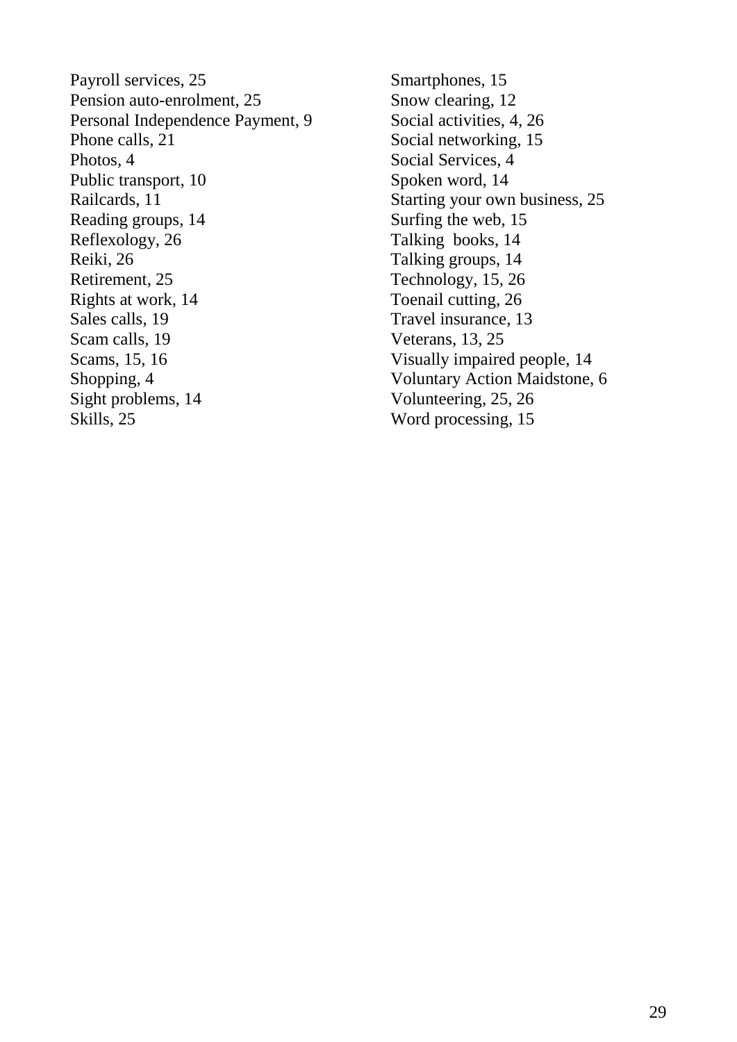Payroll services, 25
Pension auto-enrolment, 25
Personal Independence Payment, 9
Phone calls, 21
Photos, 4
Public transport, 10
Railcards, 11
Reading groups, 14
Reflexology, 26
Reiki, 26
Retirement, 25
Rights at work, 14
Sales calls, 19
Scam calls, 19
Scams, 15, 16
Shopping, 4
Sight problems, 14
Skills, 25
Smartphones, 15
Snow clearing, 12
Social activities, 4, 26
Social networking, 15
Social Services, 4
Spoken word, 14
Starting your own business, 25
Surfing the web, 15
Talking books, 14
Talking groups, 14
Technology, 15, 26
Toenail cutting, 26
Travel insurance, 13
Veterans, 13, 25
Visually impaired people, 14
Voluntary Action Maidstone, 6
Volunteering, 25, 26
Word processing, 15